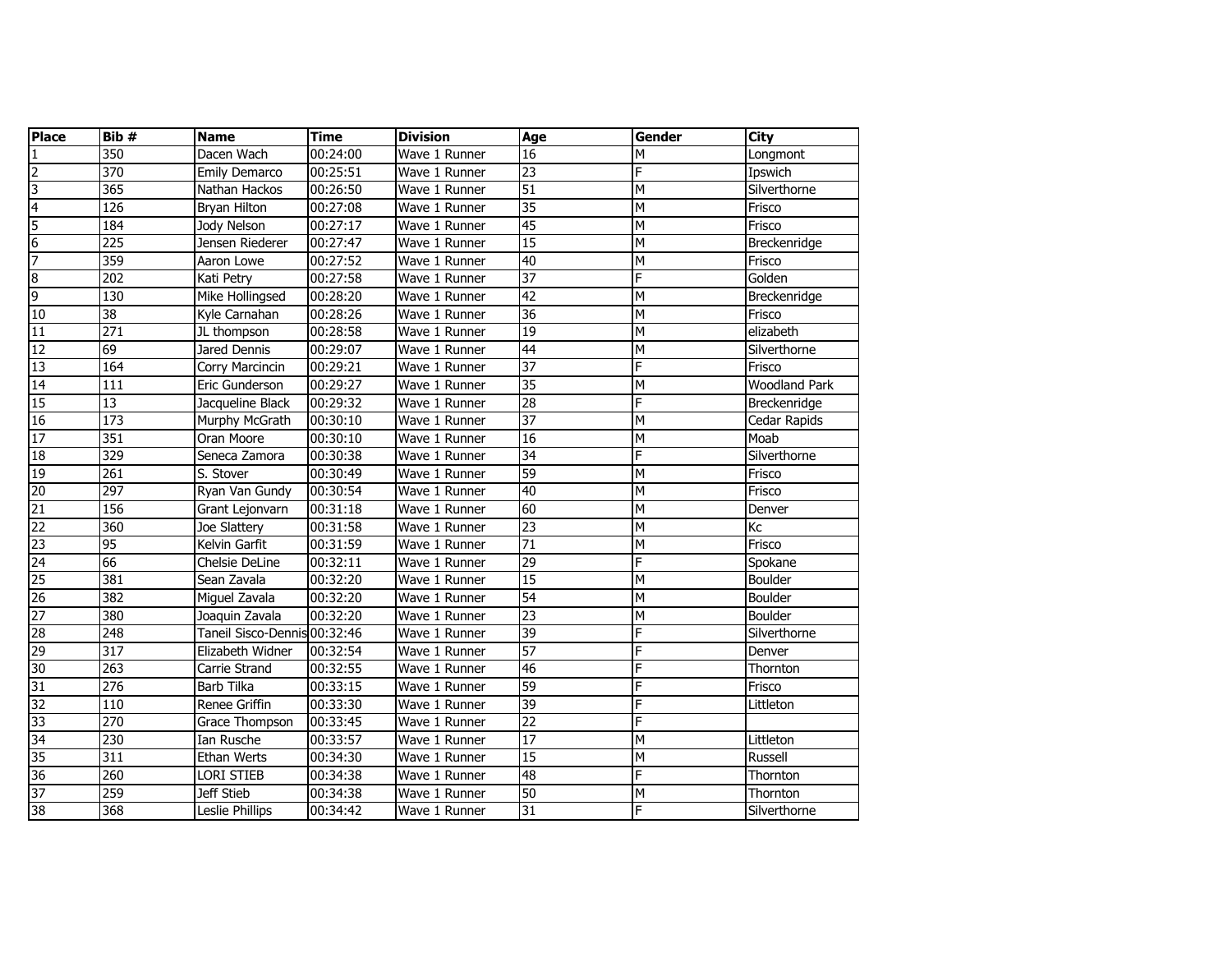| Place | Bib # | Name | Time | Division | Age | Gender | City |
|---|---|---|---|---|---|---|---|
| 1 | 350 | Dacen Wach | 00:24:00 | Wave 1 Runner | 16 | M | Longmont |
| 2 | 370 | Emily Demarco | 00:25:51 | Wave 1 Runner | 23 | F | Ipswich |
| 3 | 365 | Nathan Hackos | 00:26:50 | Wave 1 Runner | 51 | M | Silverthorne |
| 4 | 126 | Bryan Hilton | 00:27:08 | Wave 1 Runner | 35 | M | Frisco |
| 5 | 184 | Jody Nelson | 00:27:17 | Wave 1 Runner | 45 | M | Frisco |
| 6 | 225 | Jensen Riederer | 00:27:47 | Wave 1 Runner | 15 | M | Breckenridge |
| 7 | 359 | Aaron Lowe | 00:27:52 | Wave 1 Runner | 40 | M | Frisco |
| 8 | 202 | Kati Petry | 00:27:58 | Wave 1 Runner | 37 | F | Golden |
| 9 | 130 | Mike Hollingsed | 00:28:20 | Wave 1 Runner | 42 | M | Breckenridge |
| 10 | 38 | Kyle Carnahan | 00:28:26 | Wave 1 Runner | 36 | M | Frisco |
| 11 | 271 | JL thompson | 00:28:58 | Wave 1 Runner | 19 | M | elizabeth |
| 12 | 69 | Jared Dennis | 00:29:07 | Wave 1 Runner | 44 | M | Silverthorne |
| 13 | 164 | Corry Marcincin | 00:29:21 | Wave 1 Runner | 37 | F | Frisco |
| 14 | 111 | Eric Gunderson | 00:29:27 | Wave 1 Runner | 35 | M | Woodland Park |
| 15 | 13 | Jacqueline Black | 00:29:32 | Wave 1 Runner | 28 | F | Breckenridge |
| 16 | 173 | Murphy McGrath | 00:30:10 | Wave 1 Runner | 37 | M | Cedar Rapids |
| 17 | 351 | Oran Moore | 00:30:10 | Wave 1 Runner | 16 | M | Moab |
| 18 | 329 | Seneca Zamora | 00:30:38 | Wave 1 Runner | 34 | F | Silverthorne |
| 19 | 261 | S. Stover | 00:30:49 | Wave 1 Runner | 59 | M | Frisco |
| 20 | 297 | Ryan Van Gundy | 00:30:54 | Wave 1 Runner | 40 | M | Frisco |
| 21 | 156 | Grant Lejonvarn | 00:31:18 | Wave 1 Runner | 60 | M | Denver |
| 22 | 360 | Joe Slattery | 00:31:58 | Wave 1 Runner | 23 | M | Kc |
| 23 | 95 | Kelvin Garfit | 00:31:59 | Wave 1 Runner | 71 | M | Frisco |
| 24 | 66 | Chelsie DeLine | 00:32:11 | Wave 1 Runner | 29 | F | Spokane |
| 25 | 381 | Sean Zavala | 00:32:20 | Wave 1 Runner | 15 | M | Boulder |
| 26 | 382 | Miguel Zavala | 00:32:20 | Wave 1 Runner | 54 | M | Boulder |
| 27 | 380 | Joaquin Zavala | 00:32:20 | Wave 1 Runner | 23 | M | Boulder |
| 28 | 248 | Taneil Sisco-Dennis | 00:32:46 | Wave 1 Runner | 39 | F | Silverthorne |
| 29 | 317 | Elizabeth Widner | 00:32:54 | Wave 1 Runner | 57 | F | Denver |
| 30 | 263 | Carrie Strand | 00:32:55 | Wave 1 Runner | 46 | F | Thornton |
| 31 | 276 | Barb Tilka | 00:33:15 | Wave 1 Runner | 59 | F | Frisco |
| 32 | 110 | Renee Griffin | 00:33:30 | Wave 1 Runner | 39 | F | Littleton |
| 33 | 270 | Grace Thompson | 00:33:45 | Wave 1 Runner | 22 | F | |
| 34 | 230 | Ian Rusche | 00:33:57 | Wave 1 Runner | 17 | M | Littleton |
| 35 | 311 | Ethan Werts | 00:34:30 | Wave 1 Runner | 15 | M | Russell |
| 36 | 260 | LORI STIEB | 00:34:38 | Wave 1 Runner | 48 | F | Thornton |
| 37 | 259 | Jeff Stieb | 00:34:38 | Wave 1 Runner | 50 | M | Thornton |
| 38 | 368 | Leslie Phillips | 00:34:42 | Wave 1 Runner | 31 | F | Silverthorne |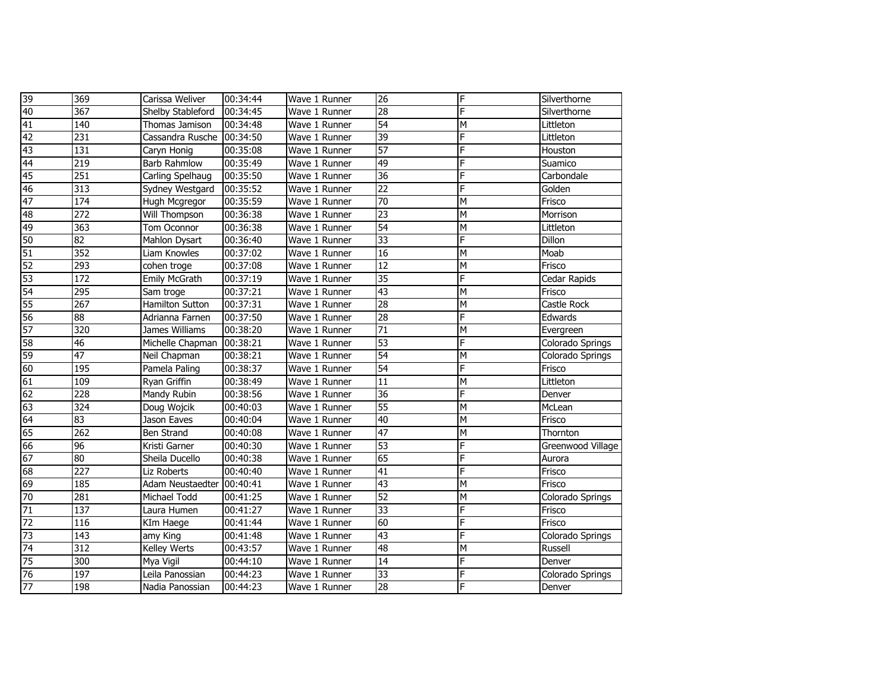| | | | | | | | |
|---|---|---|---|---|---|---|---|
| 39 | 369 | Carissa Weliver | 00:34:44 | Wave 1 Runner | 26 | F | Silverthorne |
| 40 | 367 | Shelby Stableford | 00:34:45 | Wave 1 Runner | 28 | F | Silverthorne |
| 41 | 140 | Thomas Jamison | 00:34:48 | Wave 1 Runner | 54 | M | Littleton |
| 42 | 231 | Cassandra Rusche | 00:34:50 | Wave 1 Runner | 39 | F | Littleton |
| 43 | 131 | Caryn Honig | 00:35:08 | Wave 1 Runner | 57 | F | Houston |
| 44 | 219 | Barb Rahmlow | 00:35:49 | Wave 1 Runner | 49 | F | Suamico |
| 45 | 251 | Carling Spelhaug | 00:35:50 | Wave 1 Runner | 36 | F | Carbondale |
| 46 | 313 | Sydney Westgard | 00:35:52 | Wave 1 Runner | 22 | F | Golden |
| 47 | 174 | Hugh Mcgregor | 00:35:59 | Wave 1 Runner | 70 | M | Frisco |
| 48 | 272 | Will Thompson | 00:36:38 | Wave 1 Runner | 23 | M | Morrison |
| 49 | 363 | Tom Oconnor | 00:36:38 | Wave 1 Runner | 54 | M | Littleton |
| 50 | 82 | Mahlon Dysart | 00:36:40 | Wave 1 Runner | 33 | F | Dillon |
| 51 | 352 | Liam Knowles | 00:37:02 | Wave 1 Runner | 16 | M | Moab |
| 52 | 293 | cohen troge | 00:37:08 | Wave 1 Runner | 12 | M | Frisco |
| 53 | 172 | Emily McGrath | 00:37:19 | Wave 1 Runner | 35 | F | Cedar Rapids |
| 54 | 295 | Sam troge | 00:37:21 | Wave 1 Runner | 43 | M | Frisco |
| 55 | 267 | Hamilton Sutton | 00:37:31 | Wave 1 Runner | 28 | M | Castle Rock |
| 56 | 88 | Adrianna Farnen | 00:37:50 | Wave 1 Runner | 28 | F | Edwards |
| 57 | 320 | James Williams | 00:38:20 | Wave 1 Runner | 71 | M | Evergreen |
| 58 | 46 | Michelle Chapman | 00:38:21 | Wave 1 Runner | 53 | F | Colorado Springs |
| 59 | 47 | Neil Chapman | 00:38:21 | Wave 1 Runner | 54 | M | Colorado Springs |
| 60 | 195 | Pamela Paling | 00:38:37 | Wave 1 Runner | 54 | F | Frisco |
| 61 | 109 | Ryan Griffin | 00:38:49 | Wave 1 Runner | 11 | M | Littleton |
| 62 | 228 | Mandy Rubin | 00:38:56 | Wave 1 Runner | 36 | F | Denver |
| 63 | 324 | Doug Wojcik | 00:40:03 | Wave 1 Runner | 55 | M | McLean |
| 64 | 83 | Jason Eaves | 00:40:04 | Wave 1 Runner | 40 | M | Frisco |
| 65 | 262 | Ben Strand | 00:40:08 | Wave 1 Runner | 47 | M | Thornton |
| 66 | 96 | Kristi Garner | 00:40:30 | Wave 1 Runner | 53 | F | Greenwood Village |
| 67 | 80 | Sheila Ducello | 00:40:38 | Wave 1 Runner | 65 | F | Aurora |
| 68 | 227 | Liz Roberts | 00:40:40 | Wave 1 Runner | 41 | F | Frisco |
| 69 | 185 | Adam Neustaedter | 00:40:41 | Wave 1 Runner | 43 | M | Frisco |
| 70 | 281 | Michael Todd | 00:41:25 | Wave 1 Runner | 52 | M | Colorado Springs |
| 71 | 137 | Laura Humen | 00:41:27 | Wave 1 Runner | 33 | F | Frisco |
| 72 | 116 | KIm Haege | 00:41:44 | Wave 1 Runner | 60 | F | Frisco |
| 73 | 143 | amy King | 00:41:48 | Wave 1 Runner | 43 | F | Colorado Springs |
| 74 | 312 | Kelley Werts | 00:43:57 | Wave 1 Runner | 48 | M | Russell |
| 75 | 300 | Mya Vigil | 00:44:10 | Wave 1 Runner | 14 | F | Denver |
| 76 | 197 | Leila Panossian | 00:44:23 | Wave 1 Runner | 33 | F | Colorado Springs |
| 77 | 198 | Nadia Panossian | 00:44:23 | Wave 1 Runner | 28 | F | Denver |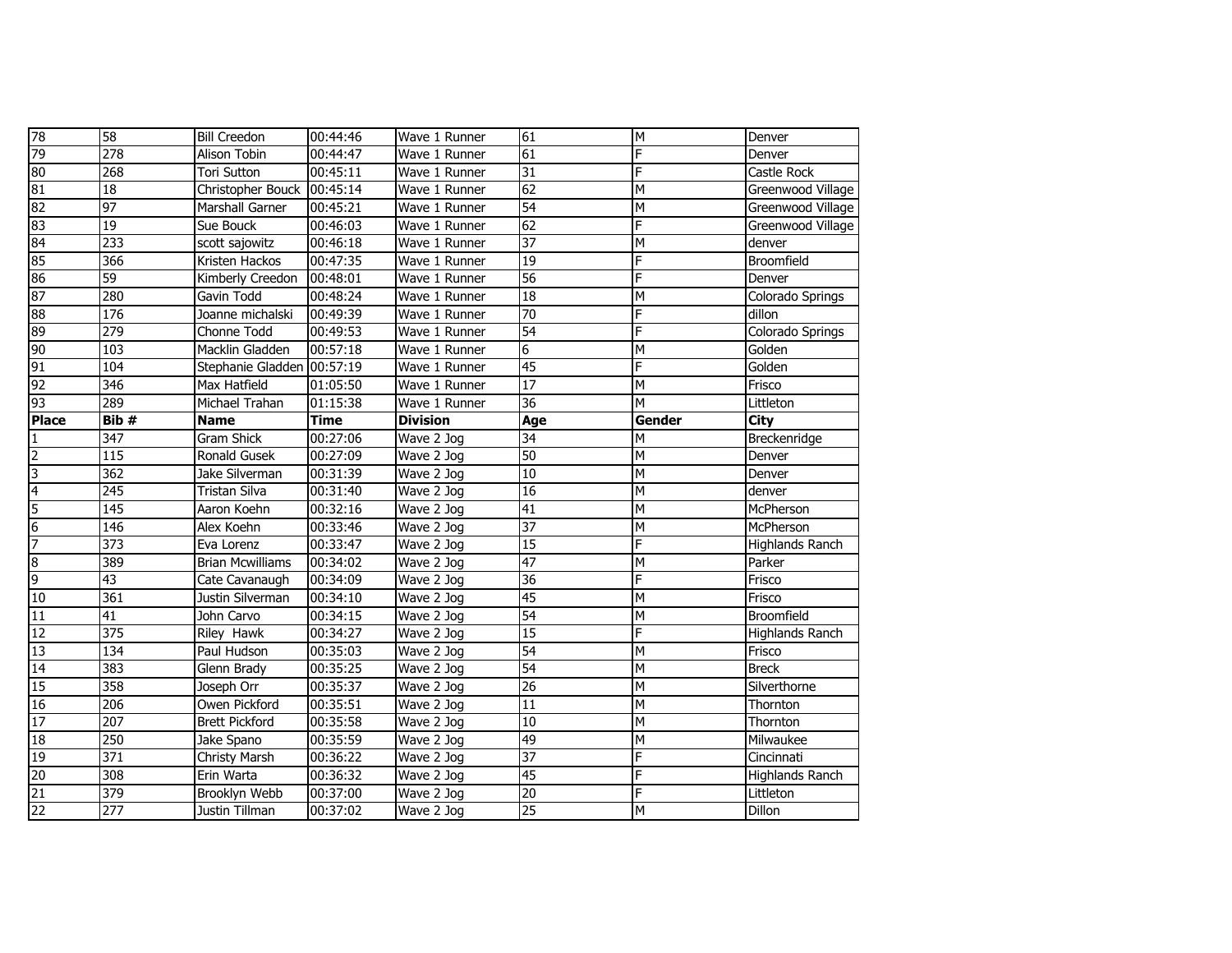| 78 | 58 | Bill Creedon | 00:44:46 | Wave 1 Runner | 61 | M | Denver |
|---|---|---|---|---|---|---|---|
| 79 | 278 | Alison Tobin | 00:44:47 | Wave 1 Runner | 61 | F | Denver |
| 80 | 268 | Tori Sutton | 00:45:11 | Wave 1 Runner | 31 | F | Castle Rock |
| 81 | 18 | Christopher Bouck | 00:45:14 | Wave 1 Runner | 62 | M | Greenwood Village |
| 82 | 97 | Marshall Garner | 00:45:21 | Wave 1 Runner | 54 | M | Greenwood Village |
| 83 | 19 | Sue Bouck | 00:46:03 | Wave 1 Runner | 62 | F | Greenwood Village |
| 84 | 233 | scott sajowitz | 00:46:18 | Wave 1 Runner | 37 | M | denver |
| 85 | 366 | Kristen Hackos | 00:47:35 | Wave 1 Runner | 19 | F | Broomfield |
| 86 | 59 | Kimberly Creedon | 00:48:01 | Wave 1 Runner | 56 | F | Denver |
| 87 | 280 | Gavin Todd | 00:48:24 | Wave 1 Runner | 18 | M | Colorado Springs |
| 88 | 176 | Joanne michalski | 00:49:39 | Wave 1 Runner | 70 | F | dillon |
| 89 | 279 | Chonne Todd | 00:49:53 | Wave 1 Runner | 54 | F | Colorado Springs |
| 90 | 103 | Macklin Gladden | 00:57:18 | Wave 1 Runner | 6 | M | Golden |
| 91 | 104 | Stephanie Gladden | 00:57:19 | Wave 1 Runner | 45 | F | Golden |
| 92 | 346 | Max Hatfield | 01:05:50 | Wave 1 Runner | 17 | M | Frisco |
| 93 | 289 | Michael Trahan | 01:15:38 | Wave 1 Runner | 36 | M | Littleton |
| **Place** | **Bib #** | **Name** | **Time** | **Division** | **Age** | **Gender** | **City** |
| 1 | 347 | Gram Shick | 00:27:06 | Wave 2 Jog | 34 | M | Breckenridge |
| 2 | 115 | Ronald Gusek | 00:27:09 | Wave 2 Jog | 50 | M | Denver |
| 3 | 362 | Jake Silverman | 00:31:39 | Wave 2 Jog | 10 | M | Denver |
| 4 | 245 | Tristan Silva | 00:31:40 | Wave 2 Jog | 16 | M | denver |
| 5 | 145 | Aaron Koehn | 00:32:16 | Wave 2 Jog | 41 | M | McPherson |
| 6 | 146 | Alex Koehn | 00:33:46 | Wave 2 Jog | 37 | M | McPherson |
| 7 | 373 | Eva Lorenz | 00:33:47 | Wave 2 Jog | 15 | F | Highlands Ranch |
| 8 | 389 | Brian Mcwilliams | 00:34:02 | Wave 2 Jog | 47 | M | Parker |
| 9 | 43 | Cate Cavanaugh | 00:34:09 | Wave 2 Jog | 36 | F | Frisco |
| 10 | 361 | Justin Silverman | 00:34:10 | Wave 2 Jog | 45 | M | Frisco |
| 11 | 41 | John Carvo | 00:34:15 | Wave 2 Jog | 54 | M | Broomfield |
| 12 | 375 | Riley Hawk | 00:34:27 | Wave 2 Jog | 15 | F | Highlands Ranch |
| 13 | 134 | Paul Hudson | 00:35:03 | Wave 2 Jog | 54 | M | Frisco |
| 14 | 383 | Glenn Brady | 00:35:25 | Wave 2 Jog | 54 | M | Breck |
| 15 | 358 | Joseph Orr | 00:35:37 | Wave 2 Jog | 26 | M | Silverthorne |
| 16 | 206 | Owen Pickford | 00:35:51 | Wave 2 Jog | 11 | M | Thornton |
| 17 | 207 | Brett Pickford | 00:35:58 | Wave 2 Jog | 10 | M | Thornton |
| 18 | 250 | Jake Spano | 00:35:59 | Wave 2 Jog | 49 | M | Milwaukee |
| 19 | 371 | Christy Marsh | 00:36:22 | Wave 2 Jog | 37 | F | Cincinnati |
| 20 | 308 | Erin Warta | 00:36:32 | Wave 2 Jog | 45 | F | Highlands Ranch |
| 21 | 379 | Brooklyn Webb | 00:37:00 | Wave 2 Jog | 20 | F | Littleton |
| 22 | 277 | Justin Tillman | 00:37:02 | Wave 2 Jog | 25 | M | Dillon |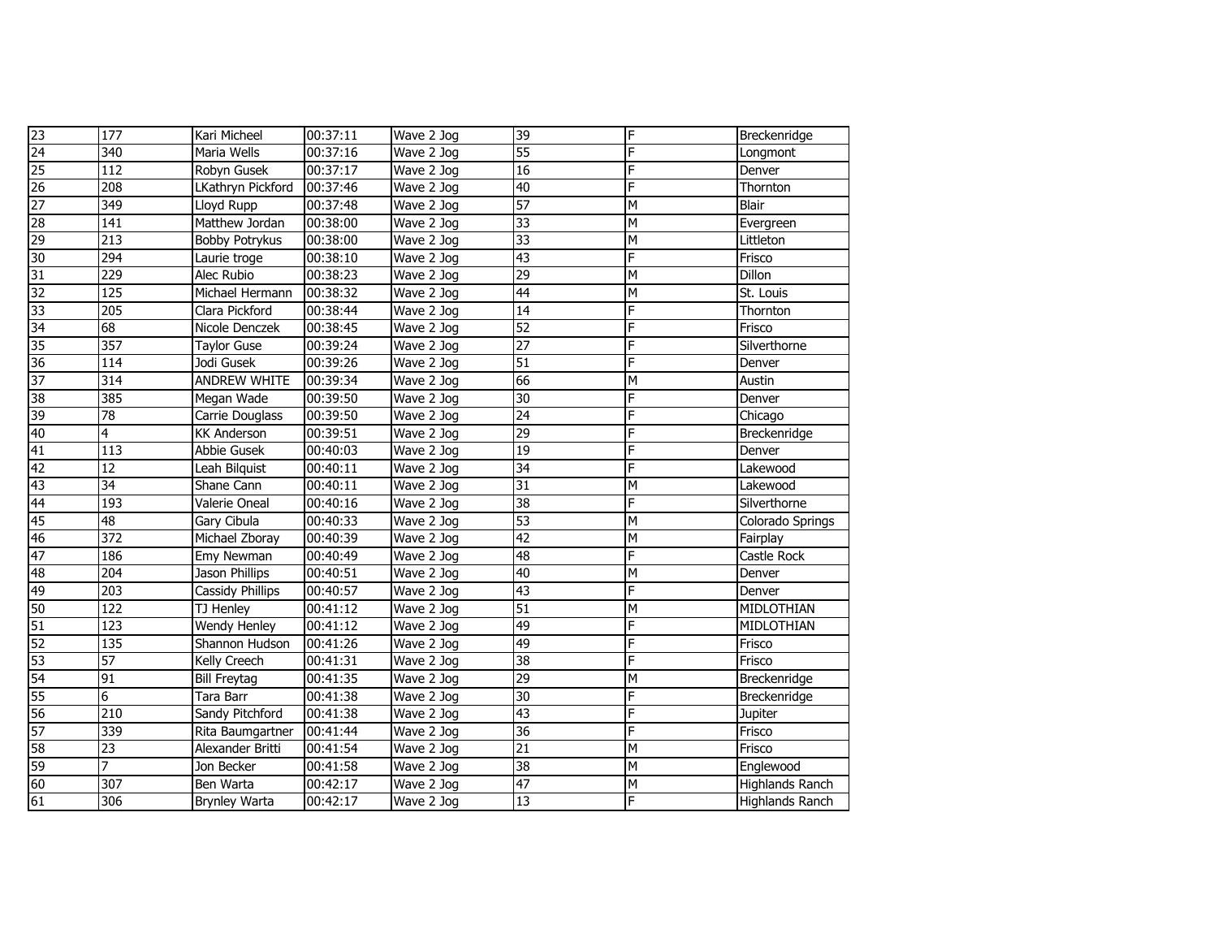| 23 | 177 | Kari Micheel | 00:37:11 | Wave 2 Jog | 39 | F | Breckenridge |
|---|---|---|---|---|---|---|---|
| 24 | 340 | Maria Wells | 00:37:16 | Wave 2 Jog | 55 | F | Longmont |
| 25 | 112 | Robyn Gusek | 00:37:17 | Wave 2 Jog | 16 | F | Denver |
| 26 | 208 | LKathryn Pickford | 00:37:46 | Wave 2 Jog | 40 | F | Thornton |
| 27 | 349 | Lloyd Rupp | 00:37:48 | Wave 2 Jog | 57 | M | Blair |
| 28 | 141 | Matthew Jordan | 00:38:00 | Wave 2 Jog | 33 | M | Evergreen |
| 29 | 213 | Bobby Potrykus | 00:38:00 | Wave 2 Jog | 33 | M | Littleton |
| 30 | 294 | Laurie troge | 00:38:10 | Wave 2 Jog | 43 | F | Frisco |
| 31 | 229 | Alec Rubio | 00:38:23 | Wave 2 Jog | 29 | M | Dillon |
| 32 | 125 | Michael Hermann | 00:38:32 | Wave 2 Jog | 44 | M | St. Louis |
| 33 | 205 | Clara Pickford | 00:38:44 | Wave 2 Jog | 14 | F | Thornton |
| 34 | 68 | Nicole Denczek | 00:38:45 | Wave 2 Jog | 52 | F | Frisco |
| 35 | 357 | Taylor Guse | 00:39:24 | Wave 2 Jog | 27 | F | Silverthorne |
| 36 | 114 | Jodi Gusek | 00:39:26 | Wave 2 Jog | 51 | F | Denver |
| 37 | 314 | ANDREW WHITE | 00:39:34 | Wave 2 Jog | 66 | M | Austin |
| 38 | 385 | Megan Wade | 00:39:50 | Wave 2 Jog | 30 | F | Denver |
| 39 | 78 | Carrie Douglass | 00:39:50 | Wave 2 Jog | 24 | F | Chicago |
| 40 | 4 | KK Anderson | 00:39:51 | Wave 2 Jog | 29 | F | Breckenridge |
| 41 | 113 | Abbie Gusek | 00:40:03 | Wave 2 Jog | 19 | F | Denver |
| 42 | 12 | Leah Bilquist | 00:40:11 | Wave 2 Jog | 34 | F | Lakewood |
| 43 | 34 | Shane Cann | 00:40:11 | Wave 2 Jog | 31 | M | Lakewood |
| 44 | 193 | Valerie Oneal | 00:40:16 | Wave 2 Jog | 38 | F | Silverthorne |
| 45 | 48 | Gary Cibula | 00:40:33 | Wave 2 Jog | 53 | M | Colorado Springs |
| 46 | 372 | Michael Zboray | 00:40:39 | Wave 2 Jog | 42 | M | Fairplay |
| 47 | 186 | Emy Newman | 00:40:49 | Wave 2 Jog | 48 | F | Castle Rock |
| 48 | 204 | Jason Phillips | 00:40:51 | Wave 2 Jog | 40 | M | Denver |
| 49 | 203 | Cassidy Phillips | 00:40:57 | Wave 2 Jog | 43 | F | Denver |
| 50 | 122 | TJ Henley | 00:41:12 | Wave 2 Jog | 51 | M | MIDLOTHIAN |
| 51 | 123 | Wendy Henley | 00:41:12 | Wave 2 Jog | 49 | F | MIDLOTHIAN |
| 52 | 135 | Shannon Hudson | 00:41:26 | Wave 2 Jog | 49 | F | Frisco |
| 53 | 57 | Kelly Creech | 00:41:31 | Wave 2 Jog | 38 | F | Frisco |
| 54 | 91 | Bill Freytag | 00:41:35 | Wave 2 Jog | 29 | M | Breckenridge |
| 55 | 6 | Tara Barr | 00:41:38 | Wave 2 Jog | 30 | F | Breckenridge |
| 56 | 210 | Sandy Pitchford | 00:41:38 | Wave 2 Jog | 43 | F | Jupiter |
| 57 | 339 | Rita Baumgartner | 00:41:44 | Wave 2 Jog | 36 | F | Frisco |
| 58 | 23 | Alexander Britti | 00:41:54 | Wave 2 Jog | 21 | M | Frisco |
| 59 | 7 | Jon Becker | 00:41:58 | Wave 2 Jog | 38 | M | Englewood |
| 60 | 307 | Ben Warta | 00:42:17 | Wave 2 Jog | 47 | M | Highlands Ranch |
| 61 | 306 | Brynley Warta | 00:42:17 | Wave 2 Jog | 13 | F | Highlands Ranch |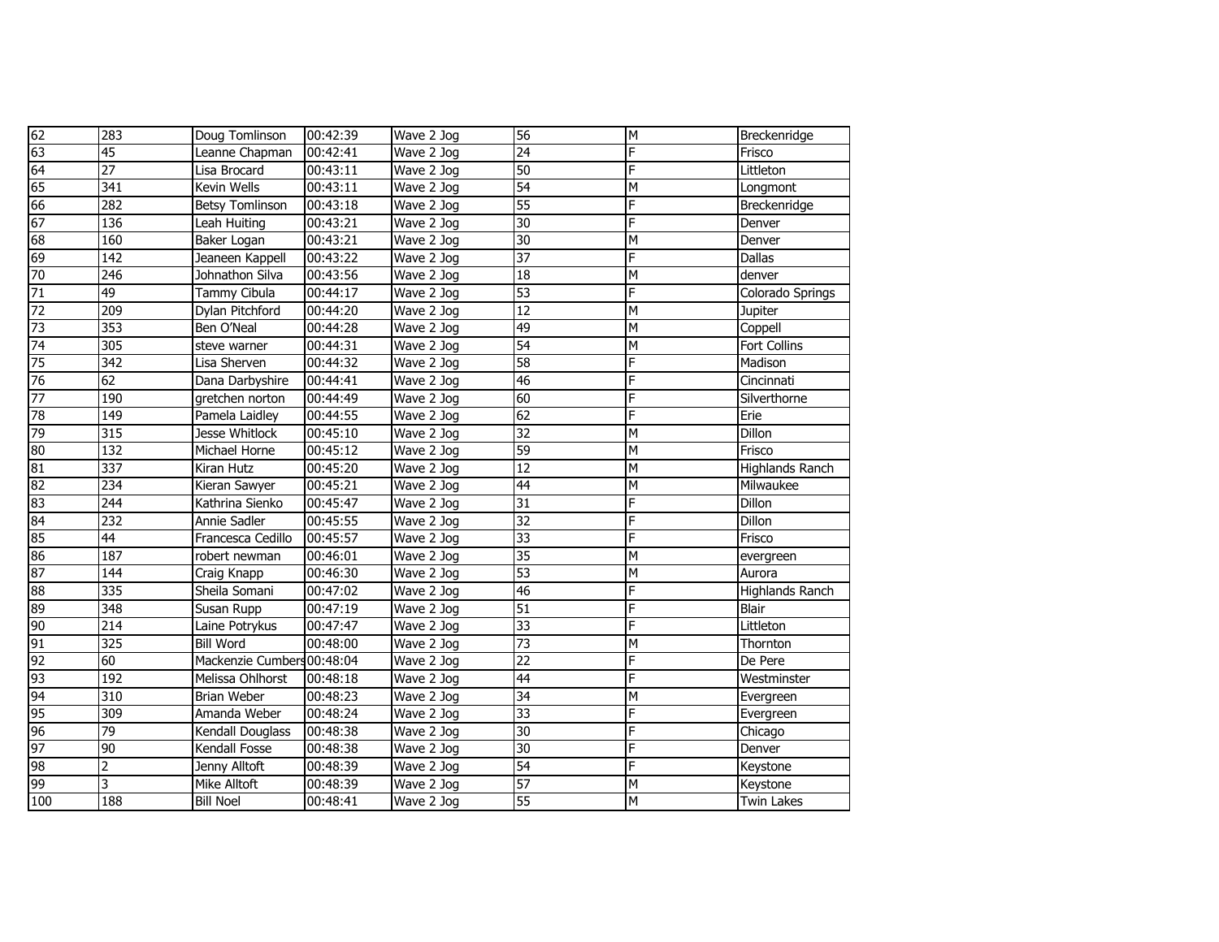| 62 | 283 | Doug Tomlinson | 00:42:39 | Wave 2 Jog | 56 | M | Breckenridge |
|---|---|---|---|---|---|---|---|
| 63 | 45 | Leanne Chapman | 00:42:41 | Wave 2 Jog | 24 | F | Frisco |
| 64 | 27 | Lisa Brocard | 00:43:11 | Wave 2 Jog | 50 | F | Littleton |
| 65 | 341 | Kevin Wells | 00:43:11 | Wave 2 Jog | 54 | M | Longmont |
| 66 | 282 | Betsy Tomlinson | 00:43:18 | Wave 2 Jog | 55 | F | Breckenridge |
| 67 | 136 | Leah Huiting | 00:43:21 | Wave 2 Jog | 30 | F | Denver |
| 68 | 160 | Baker Logan | 00:43:21 | Wave 2 Jog | 30 | M | Denver |
| 69 | 142 | Jeaneen Kappell | 00:43:22 | Wave 2 Jog | 37 | F | Dallas |
| 70 | 246 | Johnathon Silva | 00:43:56 | Wave 2 Jog | 18 | M | denver |
| 71 | 49 | Tammy Cibula | 00:44:17 | Wave 2 Jog | 53 | F | Colorado Springs |
| 72 | 209 | Dylan Pitchford | 00:44:20 | Wave 2 Jog | 12 | M | Jupiter |
| 73 | 353 | Ben O'Neal | 00:44:28 | Wave 2 Jog | 49 | M | Coppell |
| 74 | 305 | steve warner | 00:44:31 | Wave 2 Jog | 54 | M | Fort Collins |
| 75 | 342 | Lisa Sherven | 00:44:32 | Wave 2 Jog | 58 | F | Madison |
| 76 | 62 | Dana Darbyshire | 00:44:41 | Wave 2 Jog | 46 | F | Cincinnati |
| 77 | 190 | gretchen norton | 00:44:49 | Wave 2 Jog | 60 | F | Silverthorne |
| 78 | 149 | Pamela Laidley | 00:44:55 | Wave 2 Jog | 62 | F | Erie |
| 79 | 315 | Jesse Whitlock | 00:45:10 | Wave 2 Jog | 32 | M | Dillon |
| 80 | 132 | Michael Horne | 00:45:12 | Wave 2 Jog | 59 | M | Frisco |
| 81 | 337 | Kiran Hutz | 00:45:20 | Wave 2 Jog | 12 | M | Highlands Ranch |
| 82 | 234 | Kieran Sawyer | 00:45:21 | Wave 2 Jog | 44 | M | Milwaukee |
| 83 | 244 | Kathrina Sienko | 00:45:47 | Wave 2 Jog | 31 | F | Dillon |
| 84 | 232 | Annie Sadler | 00:45:55 | Wave 2 Jog | 32 | F | Dillon |
| 85 | 44 | Francesca Cedillo | 00:45:57 | Wave 2 Jog | 33 | F | Frisco |
| 86 | 187 | robert newman | 00:46:01 | Wave 2 Jog | 35 | M | evergreen |
| 87 | 144 | Craig Knapp | 00:46:30 | Wave 2 Jog | 53 | M | Aurora |
| 88 | 335 | Sheila Somani | 00:47:02 | Wave 2 Jog | 46 | F | Highlands Ranch |
| 89 | 348 | Susan Rupp | 00:47:19 | Wave 2 Jog | 51 | F | Blair |
| 90 | 214 | Laine Potrykus | 00:47:47 | Wave 2 Jog | 33 | F | Littleton |
| 91 | 325 | Bill Word | 00:48:00 | Wave 2 Jog | 73 | M | Thornton |
| 92 | 60 | Mackenzie Cumbers | 00:48:04 | Wave 2 Jog | 22 | F | De Pere |
| 93 | 192 | Melissa Ohlhorst | 00:48:18 | Wave 2 Jog | 44 | F | Westminster |
| 94 | 310 | Brian Weber | 00:48:23 | Wave 2 Jog | 34 | M | Evergreen |
| 95 | 309 | Amanda Weber | 00:48:24 | Wave 2 Jog | 33 | F | Evergreen |
| 96 | 79 | Kendall Douglass | 00:48:38 | Wave 2 Jog | 30 | F | Chicago |
| 97 | 90 | Kendall Fosse | 00:48:38 | Wave 2 Jog | 30 | F | Denver |
| 98 | 2 | Jenny Alltoft | 00:48:39 | Wave 2 Jog | 54 | F | Keystone |
| 99 | 3 | Mike Alltoft | 00:48:39 | Wave 2 Jog | 57 | M | Keystone |
| 100 | 188 | Bill Noel | 00:48:41 | Wave 2 Jog | 55 | M | Twin Lakes |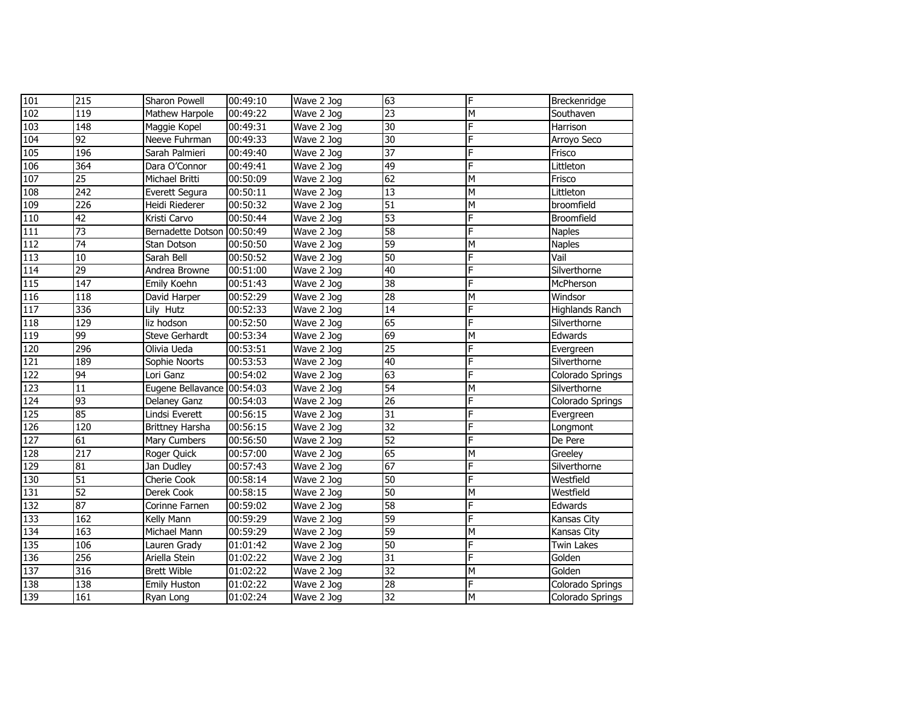| 101 | 215 | Sharon Powell | 00:49:10 | Wave 2 Jog | 63 | F | Breckenridge |
|---|---|---|---|---|---|---|---|
| 102 | 119 | Mathew Harpole | 00:49:22 | Wave 2 Jog | 23 | M | Southaven |
| 103 | 148 | Maggie Kopel | 00:49:31 | Wave 2 Jog | 30 | F | Harrison |
| 104 | 92 | Neeve Fuhrman | 00:49:33 | Wave 2 Jog | 30 | F | Arroyo Seco |
| 105 | 196 | Sarah Palmieri | 00:49:40 | Wave 2 Jog | 37 | F | Frisco |
| 106 | 364 | Dara O'Connor | 00:49:41 | Wave 2 Jog | 49 | F | Littleton |
| 107 | 25 | Michael Britti | 00:50:09 | Wave 2 Jog | 62 | M | Frisco |
| 108 | 242 | Everett Segura | 00:50:11 | Wave 2 Jog | 13 | M | Littleton |
| 109 | 226 | Heidi Riederer | 00:50:32 | Wave 2 Jog | 51 | M | broomfield |
| 110 | 42 | Kristi Carvo | 00:50:44 | Wave 2 Jog | 53 | F | Broomfield |
| 111 | 73 | Bernadette Dotson | 00:50:49 | Wave 2 Jog | 58 | F | Naples |
| 112 | 74 | Stan Dotson | 00:50:50 | Wave 2 Jog | 59 | M | Naples |
| 113 | 10 | Sarah Bell | 00:50:52 | Wave 2 Jog | 50 | F | Vail |
| 114 | 29 | Andrea Browne | 00:51:00 | Wave 2 Jog | 40 | F | Silverthorne |
| 115 | 147 | Emily Koehn | 00:51:43 | Wave 2 Jog | 38 | F | McPherson |
| 116 | 118 | David Harper | 00:52:29 | Wave 2 Jog | 28 | M | Windsor |
| 117 | 336 | Lily  Hutz | 00:52:33 | Wave 2 Jog | 14 | F | Highlands Ranch |
| 118 | 129 | liz hodson | 00:52:50 | Wave 2 Jog | 65 | F | Silverthorne |
| 119 | 99 | Steve Gerhardt | 00:53:34 | Wave 2 Jog | 69 | M | Edwards |
| 120 | 296 | Olivia Ueda | 00:53:51 | Wave 2 Jog | 25 | F | Evergreen |
| 121 | 189 | Sophie Noorts | 00:53:53 | Wave 2 Jog | 40 | F | Silverthorne |
| 122 | 94 | Lori Ganz | 00:54:02 | Wave 2 Jog | 63 | F | Colorado Springs |
| 123 | 11 | Eugene Bellavance | 00:54:03 | Wave 2 Jog | 54 | M | Silverthorne |
| 124 | 93 | Delaney Ganz | 00:54:03 | Wave 2 Jog | 26 | F | Colorado Springs |
| 125 | 85 | Lindsi Everett | 00:56:15 | Wave 2 Jog | 31 | F | Evergreen |
| 126 | 120 | Brittney Harsha | 00:56:15 | Wave 2 Jog | 32 | F | Longmont |
| 127 | 61 | Mary Cumbers | 00:56:50 | Wave 2 Jog | 52 | F | De Pere |
| 128 | 217 | Roger Quick | 00:57:00 | Wave 2 Jog | 65 | M | Greeley |
| 129 | 81 | Jan Dudley | 00:57:43 | Wave 2 Jog | 67 | F | Silverthorne |
| 130 | 51 | Cherie Cook | 00:58:14 | Wave 2 Jog | 50 | F | Westfield |
| 131 | 52 | Derek Cook | 00:58:15 | Wave 2 Jog | 50 | M | Westfield |
| 132 | 87 | Corinne Farnen | 00:59:02 | Wave 2 Jog | 58 | F | Edwards |
| 133 | 162 | Kelly Mann | 00:59:29 | Wave 2 Jog | 59 | F | Kansas City |
| 134 | 163 | Michael Mann | 00:59:29 | Wave 2 Jog | 59 | M | Kansas City |
| 135 | 106 | Lauren Grady | 01:01:42 | Wave 2 Jog | 50 | F | Twin Lakes |
| 136 | 256 | Ariella Stein | 01:02:22 | Wave 2 Jog | 31 | F | Golden |
| 137 | 316 | Brett Wible | 01:02:22 | Wave 2 Jog | 32 | M | Golden |
| 138 | 138 | Emily Huston | 01:02:22 | Wave 2 Jog | 28 | F | Colorado Springs |
| 139 | 161 | Ryan Long | 01:02:24 | Wave 2 Jog | 32 | M | Colorado Springs |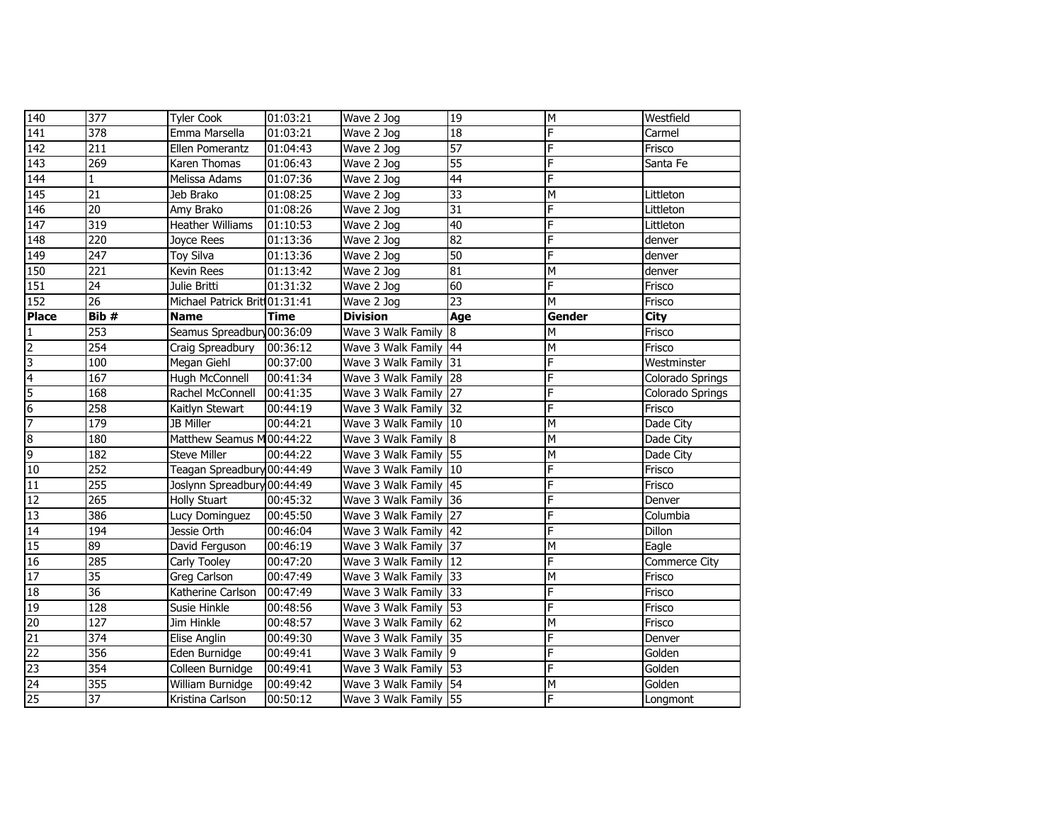| 140 | 377 | Tyler Cook | 01:03:21 | Wave 2 Jog | 19 | M | Westfield |
|---|---|---|---|---|---|---|---|
| 141 | 378 | Emma Marsella | 01:03:21 | Wave 2 Jog | 18 | F | Carmel |
| 142 | 211 | Ellen Pomerantz | 01:04:43 | Wave 2 Jog | 57 | F | Frisco |
| 143 | 269 | Karen Thomas | 01:06:43 | Wave 2 Jog | 55 | F | Santa Fe |
| 144 | 1 | Melissa Adams | 01:07:36 | Wave 2 Jog | 44 | F | |
| 145 | 21 | Jeb Brako | 01:08:25 | Wave 2 Jog | 33 | M | Littleton |
| 146 | 20 | Amy Brako | 01:08:26 | Wave 2 Jog | 31 | F | Littleton |
| 147 | 319 | Heather Williams | 01:10:53 | Wave 2 Jog | 40 | F | Littleton |
| 148 | 220 | Joyce Rees | 01:13:36 | Wave 2 Jog | 82 | F | denver |
| 149 | 247 | Toy Silva | 01:13:36 | Wave 2 Jog | 50 | F | denver |
| 150 | 221 | Kevin Rees | 01:13:42 | Wave 2 Jog | 81 | M | denver |
| 151 | 24 | Julie Britti | 01:31:32 | Wave 2 Jog | 60 | F | Frisco |
| 152 | 26 | Michael Patrick Britt | 01:31:41 | Wave 2 Jog | 23 | M | Frisco |
| **Place** | **Bib #** | **Name** | **Time** | **Division** | **Age** | **Gender** | **City** |
| 1 | 253 | Seamus Spreadbury | 00:36:09 | Wave 3 Walk Family | 8 | M | Frisco |
| 2 | 254 | Craig Spreadbury | 00:36:12 | Wave 3 Walk Family | 44 | M | Frisco |
| 3 | 100 | Megan Giehl | 00:37:00 | Wave 3 Walk Family | 31 | F | Westminster |
| 4 | 167 | Hugh McConnell | 00:41:34 | Wave 3 Walk Family | 28 | F | Colorado Springs |
| 5 | 168 | Rachel McConnell | 00:41:35 | Wave 3 Walk Family | 27 | F | Colorado Springs |
| 6 | 258 | Kaitlyn Stewart | 00:44:19 | Wave 3 Walk Family | 32 | F | Frisco |
| 7 | 179 | JB Miller | 00:44:21 | Wave 3 Walk Family | 10 | M | Dade City |
| 8 | 180 | Matthew Seamus M | 00:44:22 | Wave 3 Walk Family | 8 | M | Dade City |
| 9 | 182 | Steve Miller | 00:44:22 | Wave 3 Walk Family | 55 | M | Dade City |
| 10 | 252 | Teagan Spreadbury | 00:44:49 | Wave 3 Walk Family | 10 | F | Frisco |
| 11 | 255 | Joslynn Spreadbury | 00:44:49 | Wave 3 Walk Family | 45 | F | Frisco |
| 12 | 265 | Holly Stuart | 00:45:32 | Wave 3 Walk Family | 36 | F | Denver |
| 13 | 386 | Lucy Dominguez | 00:45:50 | Wave 3 Walk Family | 27 | F | Columbia |
| 14 | 194 | Jessie Orth | 00:46:04 | Wave 3 Walk Family | 42 | F | Dillon |
| 15 | 89 | David Ferguson | 00:46:19 | Wave 3 Walk Family | 37 | M | Eagle |
| 16 | 285 | Carly Tooley | 00:47:20 | Wave 3 Walk Family | 12 | F | Commerce City |
| 17 | 35 | Greg Carlson | 00:47:49 | Wave 3 Walk Family | 33 | M | Frisco |
| 18 | 36 | Katherine Carlson | 00:47:49 | Wave 3 Walk Family | 33 | F | Frisco |
| 19 | 128 | Susie Hinkle | 00:48:56 | Wave 3 Walk Family | 53 | F | Frisco |
| 20 | 127 | Jim Hinkle | 00:48:57 | Wave 3 Walk Family | 62 | M | Frisco |
| 21 | 374 | Elise Anglin | 00:49:30 | Wave 3 Walk Family | 35 | F | Denver |
| 22 | 356 | Eden Burnidge | 00:49:41 | Wave 3 Walk Family | 9 | F | Golden |
| 23 | 354 | Colleen Burnidge | 00:49:41 | Wave 3 Walk Family | 53 | F | Golden |
| 24 | 355 | William Burnidge | 00:49:42 | Wave 3 Walk Family | 54 | M | Golden |
| 25 | 37 | Kristina Carlson | 00:50:12 | Wave 3 Walk Family | 55 | F | Longmont |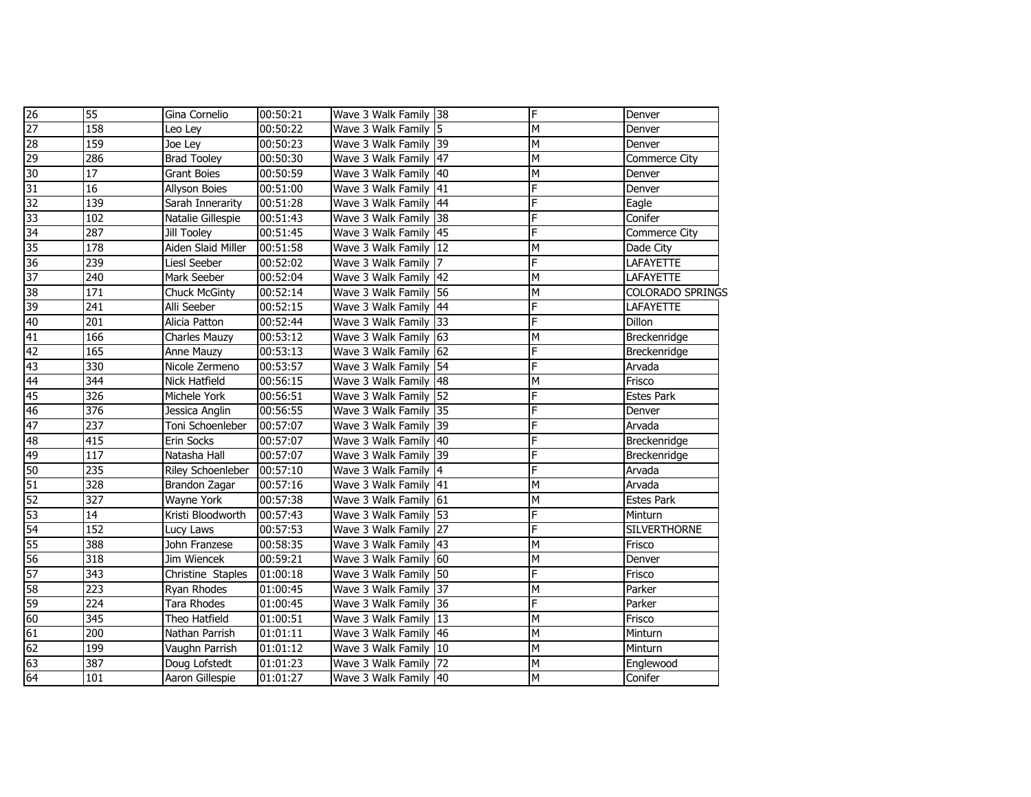| | | | | | | | |
|---|---|---|---|---|---|---|---|
| 26 | 55 | Gina Cornelio | 00:50:21 | Wave 3 Walk Family | 38 | F | Denver |
| 27 | 158 | Leo Ley | 00:50:22 | Wave 3 Walk Family | 5 | M | Denver |
| 28 | 159 | Joe Ley | 00:50:23 | Wave 3 Walk Family | 39 | M | Denver |
| 29 | 286 | Brad Tooley | 00:50:30 | Wave 3 Walk Family | 47 | M | Commerce City |
| 30 | 17 | Grant Boies | 00:50:59 | Wave 3 Walk Family | 40 | M | Denver |
| 31 | 16 | Allyson Boies | 00:51:00 | Wave 3 Walk Family | 41 | F | Denver |
| 32 | 139 | Sarah Innerarity | 00:51:28 | Wave 3 Walk Family | 44 | F | Eagle |
| 33 | 102 | Natalie Gillespie | 00:51:43 | Wave 3 Walk Family | 38 | F | Conifer |
| 34 | 287 | Jill Tooley | 00:51:45 | Wave 3 Walk Family | 45 | F | Commerce City |
| 35 | 178 | Aiden Slaid Miller | 00:51:58 | Wave 3 Walk Family | 12 | M | Dade City |
| 36 | 239 | Liesl Seeber | 00:52:02 | Wave 3 Walk Family | 7 | F | LAFAYETTE |
| 37 | 240 | Mark Seeber | 00:52:04 | Wave 3 Walk Family | 42 | M | LAFAYETTE |
| 38 | 171 | Chuck McGinty | 00:52:14 | Wave 3 Walk Family | 56 | M | COLORADO SPRINGS |
| 39 | 241 | Alli Seeber | 00:52:15 | Wave 3 Walk Family | 44 | F | LAFAYETTE |
| 40 | 201 | Alicia Patton | 00:52:44 | Wave 3 Walk Family | 33 | F | Dillon |
| 41 | 166 | Charles Mauzy | 00:53:12 | Wave 3 Walk Family | 63 | M | Breckenridge |
| 42 | 165 | Anne Mauzy | 00:53:13 | Wave 3 Walk Family | 62 | F | Breckenridge |
| 43 | 330 | Nicole Zermeno | 00:53:57 | Wave 3 Walk Family | 54 | F | Arvada |
| 44 | 344 | Nick Hatfield | 00:56:15 | Wave 3 Walk Family | 48 | M | Frisco |
| 45 | 326 | Michele York | 00:56:51 | Wave 3 Walk Family | 52 | F | Estes Park |
| 46 | 376 | Jessica Anglin | 00:56:55 | Wave 3 Walk Family | 35 | F | Denver |
| 47 | 237 | Toni Schoenleber | 00:57:07 | Wave 3 Walk Family | 39 | F | Arvada |
| 48 | 415 | Erin Socks | 00:57:07 | Wave 3 Walk Family | 40 | F | Breckenridge |
| 49 | 117 | Natasha Hall | 00:57:07 | Wave 3 Walk Family | 39 | F | Breckenridge |
| 50 | 235 | Riley Schoenleber | 00:57:10 | Wave 3 Walk Family | 4 | F | Arvada |
| 51 | 328 | Brandon Zagar | 00:57:16 | Wave 3 Walk Family | 41 | M | Arvada |
| 52 | 327 | Wayne York | 00:57:38 | Wave 3 Walk Family | 61 | M | Estes Park |
| 53 | 14 | Kristi Bloodworth | 00:57:43 | Wave 3 Walk Family | 53 | F | Minturn |
| 54 | 152 | Lucy Laws | 00:57:53 | Wave 3 Walk Family | 27 | F | SILVERTHORNE |
| 55 | 388 | John Franzese | 00:58:35 | Wave 3 Walk Family | 43 | M | Frisco |
| 56 | 318 | Jim Wiencek | 00:59:21 | Wave 3 Walk Family | 60 | M | Denver |
| 57 | 343 | Christine Staples | 01:00:18 | Wave 3 Walk Family | 50 | F | Frisco |
| 58 | 223 | Ryan Rhodes | 01:00:45 | Wave 3 Walk Family | 37 | M | Parker |
| 59 | 224 | Tara Rhodes | 01:00:45 | Wave 3 Walk Family | 36 | F | Parker |
| 60 | 345 | Theo Hatfield | 01:00:51 | Wave 3 Walk Family | 13 | M | Frisco |
| 61 | 200 | Nathan Parrish | 01:01:11 | Wave 3 Walk Family | 46 | M | Minturn |
| 62 | 199 | Vaughn Parrish | 01:01:12 | Wave 3 Walk Family | 10 | M | Minturn |
| 63 | 387 | Doug Lofstedt | 01:01:23 | Wave 3 Walk Family | 72 | M | Englewood |
| 64 | 101 | Aaron Gillespie | 01:01:27 | Wave 3 Walk Family | 40 | M | Conifer |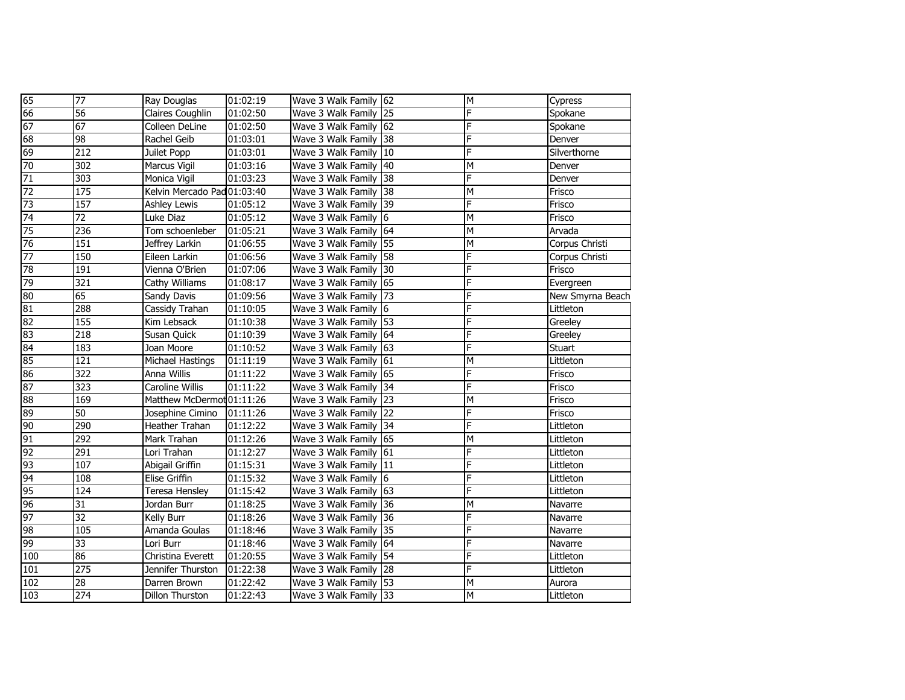| | | | | | | | |
|---|---|---|---|---|---|---|---|
| 65 | 77 | Ray Douglas | 01:02:19 | Wave 3 Walk Family | 62 | M | Cypress |
| 66 | 56 | Claires Coughlin | 01:02:50 | Wave 3 Walk Family | 25 | F | Spokane |
| 67 | 67 | Colleen DeLine | 01:02:50 | Wave 3 Walk Family | 62 | F | Spokane |
| 68 | 98 | Rachel Geib | 01:03:01 | Wave 3 Walk Family | 38 | F | Denver |
| 69 | 212 | Juilet Popp | 01:03:01 | Wave 3 Walk Family | 10 | F | Silverthorne |
| 70 | 302 | Marcus Vigil | 01:03:16 | Wave 3 Walk Family | 40 | M | Denver |
| 71 | 303 | Monica Vigil | 01:03:23 | Wave 3 Walk Family | 38 | F | Denver |
| 72 | 175 | Kelvin Mercado Pad | 01:03:40 | Wave 3 Walk Family | 38 | M | Frisco |
| 73 | 157 | Ashley Lewis | 01:05:12 | Wave 3 Walk Family | 39 | F | Frisco |
| 74 | 72 | Luke Diaz | 01:05:12 | Wave 3 Walk Family | 6 | M | Frisco |
| 75 | 236 | Tom schoenleber | 01:05:21 | Wave 3 Walk Family | 64 | M | Arvada |
| 76 | 151 | Jeffrey Larkin | 01:06:55 | Wave 3 Walk Family | 55 | M | Corpus Christi |
| 77 | 150 | Eileen Larkin | 01:06:56 | Wave 3 Walk Family | 58 | F | Corpus Christi |
| 78 | 191 | Vienna O'Brien | 01:07:06 | Wave 3 Walk Family | 30 | F | Frisco |
| 79 | 321 | Cathy Williams | 01:08:17 | Wave 3 Walk Family | 65 | F | Evergreen |
| 80 | 65 | Sandy Davis | 01:09:56 | Wave 3 Walk Family | 73 | F | New Smyrna Beach |
| 81 | 288 | Cassidy Trahan | 01:10:05 | Wave 3 Walk Family | 6 | F | Littleton |
| 82 | 155 | Kim Lebsack | 01:10:38 | Wave 3 Walk Family | 53 | F | Greeley |
| 83 | 218 | Susan Quick | 01:10:39 | Wave 3 Walk Family | 64 | F | Greeley |
| 84 | 183 | Joan Moore | 01:10:52 | Wave 3 Walk Family | 63 | F | Stuart |
| 85 | 121 | Michael Hastings | 01:11:19 | Wave 3 Walk Family | 61 | M | Littleton |
| 86 | 322 | Anna Willis | 01:11:22 | Wave 3 Walk Family | 65 | F | Frisco |
| 87 | 323 | Caroline Willis | 01:11:22 | Wave 3 Walk Family | 34 | F | Frisco |
| 88 | 169 | Matthew McDermot | 01:11:26 | Wave 3 Walk Family | 23 | M | Frisco |
| 89 | 50 | Josephine Cimino | 01:11:26 | Wave 3 Walk Family | 22 | F | Frisco |
| 90 | 290 | Heather Trahan | 01:12:22 | Wave 3 Walk Family | 34 | F | Littleton |
| 91 | 292 | Mark Trahan | 01:12:26 | Wave 3 Walk Family | 65 | M | Littleton |
| 92 | 291 | Lori Trahan | 01:12:27 | Wave 3 Walk Family | 61 | F | Littleton |
| 93 | 107 | Abigail Griffin | 01:15:31 | Wave 3 Walk Family | 11 | F | Littleton |
| 94 | 108 | Elise Griffin | 01:15:32 | Wave 3 Walk Family | 6 | F | Littleton |
| 95 | 124 | Teresa Hensley | 01:15:42 | Wave 3 Walk Family | 63 | F | Littleton |
| 96 | 31 | Jordan Burr | 01:18:25 | Wave 3 Walk Family | 36 | M | Navarre |
| 97 | 32 | Kelly Burr | 01:18:26 | Wave 3 Walk Family | 36 | F | Navarre |
| 98 | 105 | Amanda Goulas | 01:18:46 | Wave 3 Walk Family | 35 | F | Navarre |
| 99 | 33 | Lori Burr | 01:18:46 | Wave 3 Walk Family | 64 | F | Navarre |
| 100 | 86 | Christina Everett | 01:20:55 | Wave 3 Walk Family | 54 | F | Littleton |
| 101 | 275 | Jennifer Thurston | 01:22:38 | Wave 3 Walk Family | 28 | F | Littleton |
| 102 | 28 | Darren Brown | 01:22:42 | Wave 3 Walk Family | 53 | M | Aurora |
| 103 | 274 | Dillon Thurston | 01:22:43 | Wave 3 Walk Family | 33 | M | Littleton |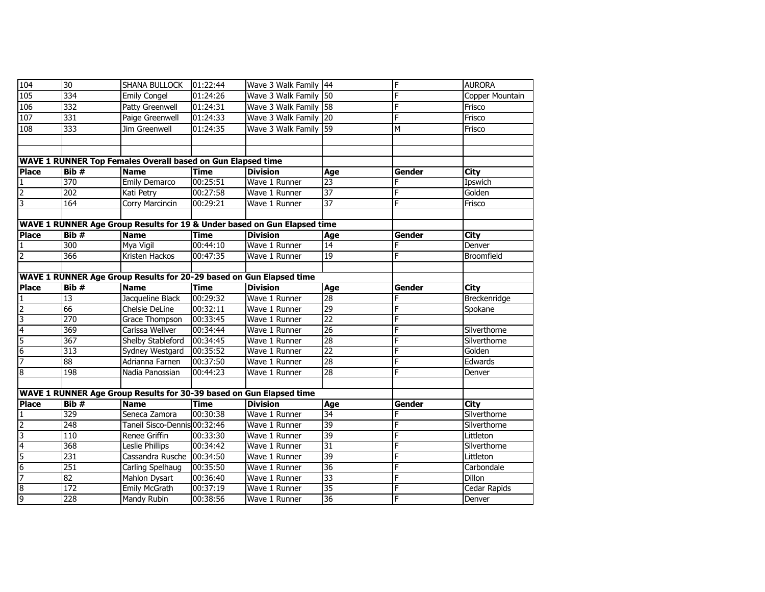| 104 | 30 | SHANA BULLOCK | 01:22:44 | Wave 3 Walk Family | 44 | F | AURORA |
|---|---|---|---|---|---|---|---|
| 105 | 334 | Emily Congel | 01:24:26 | Wave 3 Walk Family | 50 | F | Copper Mountain |
| 106 | 332 | Patty Greenwell | 01:24:31 | Wave 3 Walk Family | 58 | F | Frisco |
| 107 | 331 | Paige Greenwell | 01:24:33 | Wave 3 Walk Family | 20 | F | Frisco |
| 108 | 333 | Jim Greenwell | 01:24:35 | Wave 3 Walk Family | 59 | M | Frisco |

**WAVE 1 RUNNER Top Females Overall based on Gun Elapsed time**

| Place | Bib # | Name | Time | Division | Age | Gender | City |
|---|---|---|---|---|---|---|---|
| 1 | 370 | Emily Demarco | 00:25:51 | Wave 1 Runner | 23 | F | Ipswich |
| 2 | 202 | Kati Petry | 00:27:58 | Wave 1 Runner | 37 | F | Golden |
| 3 | 164 | Corry Marcincin | 00:29:21 | Wave 1 Runner | 37 | F | Frisco |

**WAVE 1 RUNNER Age Group Results for 19 & Under based on Gun Elapsed time**

| Place | Bib # | Name | Time | Division | Age | Gender | City |
|---|---|---|---|---|---|---|---|
| 1 | 300 | Mya Vigil | 00:44:10 | Wave 1 Runner | 14 | F | Denver |
| 2 | 366 | Kristen Hackos | 00:47:35 | Wave 1 Runner | 19 | F | Broomfield |

**WAVE 1 RUNNER Age Group Results for 20-29 based on Gun Elapsed time**

| Place | Bib # | Name | Time | Division | Age | Gender | City |
|---|---|---|---|---|---|---|---|
| 1 | 13 | Jacqueline Black | 00:29:32 | Wave 1 Runner | 28 | F | Breckenridge |
| 2 | 66 | Chelsie DeLine | 00:32:11 | Wave 1 Runner | 29 | F | Spokane |
| 3 | 270 | Grace Thompson | 00:33:45 | Wave 1 Runner | 22 | F | |
| 4 | 369 | Carissa Weliver | 00:34:44 | Wave 1 Runner | 26 | F | Silverthorne |
| 5 | 367 | Shelby Stableford | 00:34:45 | Wave 1 Runner | 28 | F | Silverthorne |
| 6 | 313 | Sydney Westgard | 00:35:52 | Wave 1 Runner | 22 | F | Golden |
| 7 | 88 | Adrianna Farnen | 00:37:50 | Wave 1 Runner | 28 | F | Edwards |
| 8 | 198 | Nadia Panossian | 00:44:23 | Wave 1 Runner | 28 | F | Denver |

**WAVE 1 RUNNER Age Group Results for 30-39 based on Gun Elapsed time**

| Place | Bib # | Name | Time | Division | Age | Gender | City |
|---|---|---|---|---|---|---|---|
| 1 | 329 | Seneca Zamora | 00:30:38 | Wave 1 Runner | 34 | F | Silverthorne |
| 2 | 248 | Taneil Sisco-Dennis | 00:32:46 | Wave 1 Runner | 39 | F | Silverthorne |
| 3 | 110 | Renee Griffin | 00:33:30 | Wave 1 Runner | 39 | F | Littleton |
| 4 | 368 | Leslie Phillips | 00:34:42 | Wave 1 Runner | 31 | F | Silverthorne |
| 5 | 231 | Cassandra Rusche | 00:34:50 | Wave 1 Runner | 39 | F | Littleton |
| 6 | 251 | Carling Spelhaug | 00:35:50 | Wave 1 Runner | 36 | F | Carbondale |
| 7 | 82 | Mahlon Dysart | 00:36:40 | Wave 1 Runner | 33 | F | Dillon |
| 8 | 172 | Emily McGrath | 00:37:19 | Wave 1 Runner | 35 | F | Cedar Rapids |
| 9 | 228 | Mandy Rubin | 00:38:56 | Wave 1 Runner | 36 | F | Denver |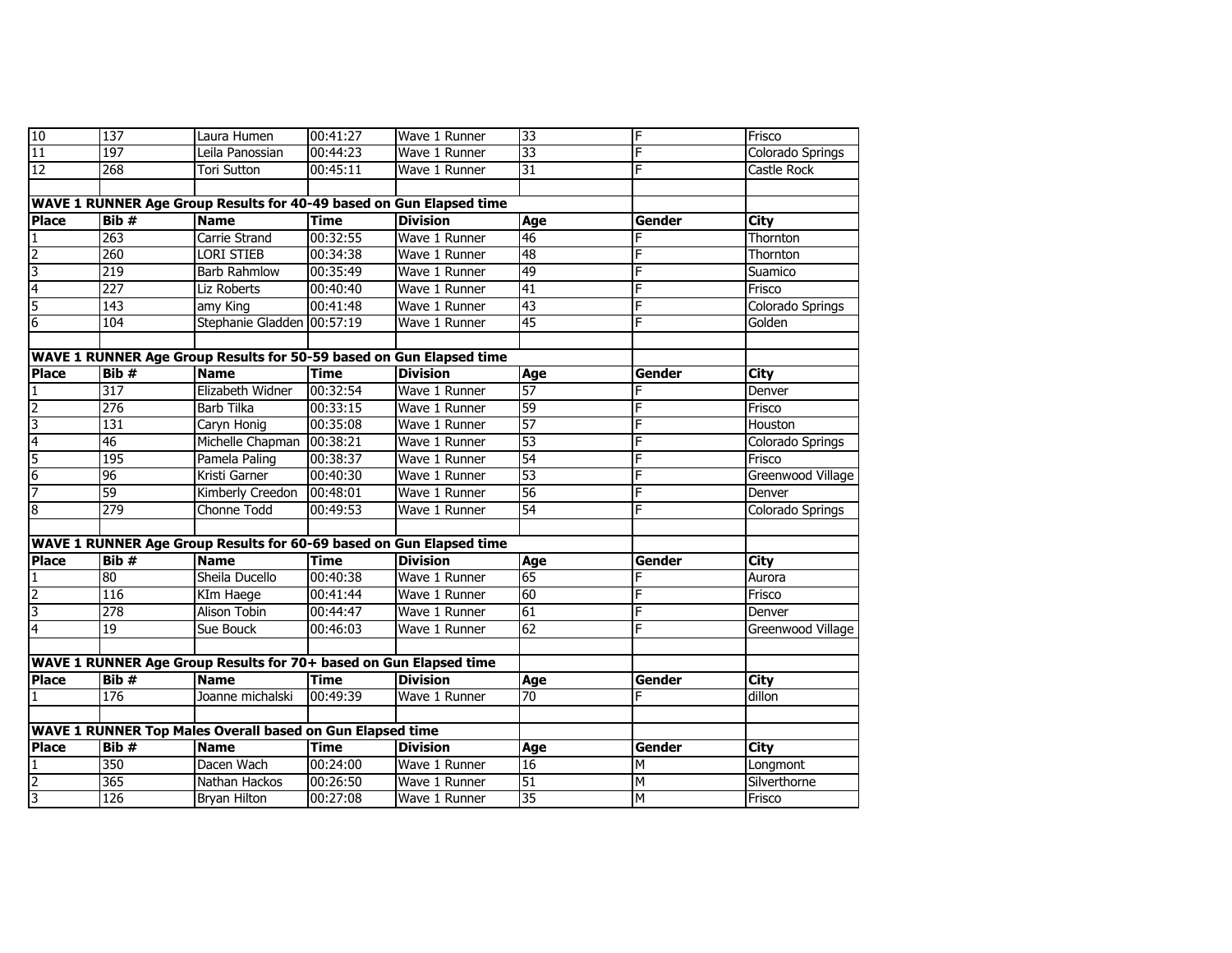| Place | Bib # | Name | Time | Division | Age | Gender | City |
|---|---|---|---|---|---|---|---|
| 10 | 137 | Laura Humen | 00:41:27 | Wave 1 Runner | 33 | F | Frisco |
| 11 | 197 | Leila Panossian | 00:44:23 | Wave 1 Runner | 33 | F | Colorado Springs |
| 12 | 268 | Tori Sutton | 00:45:11 | Wave 1 Runner | 31 | F | Castle Rock |

**WAVE 1 RUNNER Age Group Results for 40-49 based on Gun Elapsed time**

| Place | Bib # | Name | Time | Division | Age | Gender | City |
|---|---|---|---|---|---|---|---|
| 1 | 263 | Carrie Strand | 00:32:55 | Wave 1 Runner | 46 | F | Thornton |
| 2 | 260 | LORI STIEB | 00:34:38 | Wave 1 Runner | 48 | F | Thornton |
| 3 | 219 | Barb Rahmlow | 00:35:49 | Wave 1 Runner | 49 | F | Suamico |
| 4 | 227 | Liz Roberts | 00:40:40 | Wave 1 Runner | 41 | F | Frisco |
| 5 | 143 | amy King | 00:41:48 | Wave 1 Runner | 43 | F | Colorado Springs |
| 6 | 104 | Stephanie Gladden | 00:57:19 | Wave 1 Runner | 45 | F | Golden |

**WAVE 1 RUNNER Age Group Results for 50-59 based on Gun Elapsed time**

| Place | Bib # | Name | Time | Division | Age | Gender | City |
|---|---|---|---|---|---|---|---|
| 1 | 317 | Elizabeth Widner | 00:32:54 | Wave 1 Runner | 57 | F | Denver |
| 2 | 276 | Barb Tilka | 00:33:15 | Wave 1 Runner | 59 | F | Frisco |
| 3 | 131 | Caryn Honig | 00:35:08 | Wave 1 Runner | 57 | F | Houston |
| 4 | 46 | Michelle Chapman | 00:38:21 | Wave 1 Runner | 53 | F | Colorado Springs |
| 5 | 195 | Pamela Paling | 00:38:37 | Wave 1 Runner | 54 | F | Frisco |
| 6 | 96 | Kristi Garner | 00:40:30 | Wave 1 Runner | 53 | F | Greenwood Village |
| 7 | 59 | Kimberly Creedon | 00:48:01 | Wave 1 Runner | 56 | F | Denver |
| 8 | 279 | Chonne Todd | 00:49:53 | Wave 1 Runner | 54 | F | Colorado Springs |

**WAVE 1 RUNNER Age Group Results for 60-69 based on Gun Elapsed time**

| Place | Bib # | Name | Time | Division | Age | Gender | City |
|---|---|---|---|---|---|---|---|
| 1 | 80 | Sheila Ducello | 00:40:38 | Wave 1 Runner | 65 | F | Aurora |
| 2 | 116 | KIm Haege | 00:41:44 | Wave 1 Runner | 60 | F | Frisco |
| 3 | 278 | Alison Tobin | 00:44:47 | Wave 1 Runner | 61 | F | Denver |
| 4 | 19 | Sue Bouck | 00:46:03 | Wave 1 Runner | 62 | F | Greenwood Village |

**WAVE 1 RUNNER Age Group Results for 70+ based on Gun Elapsed time**

| Place | Bib # | Name | Time | Division | Age | Gender | City |
|---|---|---|---|---|---|---|---|
| 1 | 176 | Joanne michalski | 00:49:39 | Wave 1 Runner | 70 | F | dillon |

**WAVE 1 RUNNER Top Males Overall based on Gun Elapsed time**

| Place | Bib # | Name | Time | Division | Age | Gender | City |
|---|---|---|---|---|---|---|---|
| 1 | 350 | Dacen Wach | 00:24:00 | Wave 1 Runner | 16 | M | Longmont |
| 2 | 365 | Nathan Hackos | 00:26:50 | Wave 1 Runner | 51 | M | Silverthorne |
| 3 | 126 | Bryan Hilton | 00:27:08 | Wave 1 Runner | 35 | M | Frisco |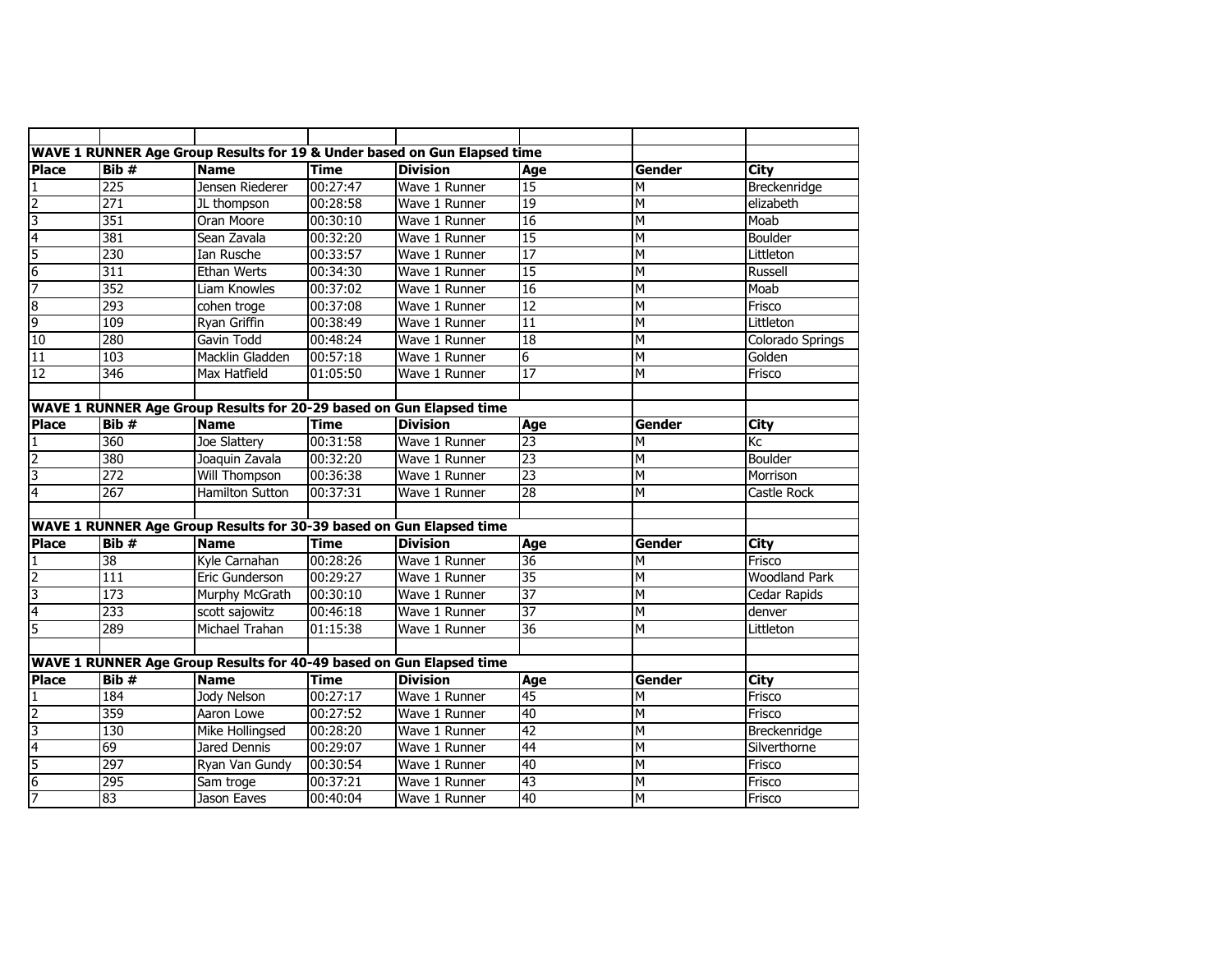**WAVE 1 RUNNER Age Group Results for 19 & Under based on Gun Elapsed time**

| Place | Bib # | Name | Time | Division | Age | Gender | City |
|---|---|---|---|---|---|---|---|
| 1 | 225 | Jensen Riederer | 00:27:47 | Wave 1 Runner | 15 | M | Breckenridge |
| 2 | 271 | JL thompson | 00:28:58 | Wave 1 Runner | 19 | M | elizabeth |
| 3 | 351 | Oran Moore | 00:30:10 | Wave 1 Runner | 16 | M | Moab |
| 4 | 381 | Sean Zavala | 00:32:20 | Wave 1 Runner | 15 | M | Boulder |
| 5 | 230 | Ian Rusche | 00:33:57 | Wave 1 Runner | 17 | M | Littleton |
| 6 | 311 | Ethan Werts | 00:34:30 | Wave 1 Runner | 15 | M | Russell |
| 7 | 352 | Liam Knowles | 00:37:02 | Wave 1 Runner | 16 | M | Moab |
| 8 | 293 | cohen troge | 00:37:08 | Wave 1 Runner | 12 | M | Frisco |
| 9 | 109 | Ryan Griffin | 00:38:49 | Wave 1 Runner | 11 | M | Littleton |
| 10 | 280 | Gavin Todd | 00:48:24 | Wave 1 Runner | 18 | M | Colorado Springs |
| 11 | 103 | Macklin Gladden | 00:57:18 | Wave 1 Runner | 6 | M | Golden |
| 12 | 346 | Max Hatfield | 01:05:50 | Wave 1 Runner | 17 | M | Frisco |

**WAVE 1 RUNNER Age Group Results for 20-29 based on Gun Elapsed time**

| Place | Bib # | Name | Time | Division | Age | Gender | City |
|---|---|---|---|---|---|---|---|
| 1 | 360 | Joe Slattery | 00:31:58 | Wave 1 Runner | 23 | M | Kc |
| 2 | 380 | Joaquin Zavala | 00:32:20 | Wave 1 Runner | 23 | M | Boulder |
| 3 | 272 | Will Thompson | 00:36:38 | Wave 1 Runner | 23 | M | Morrison |
| 4 | 267 | Hamilton Sutton | 00:37:31 | Wave 1 Runner | 28 | M | Castle Rock |

**WAVE 1 RUNNER Age Group Results for 30-39 based on Gun Elapsed time**

| Place | Bib # | Name | Time | Division | Age | Gender | City |
|---|---|---|---|---|---|---|---|
| 1 | 38 | Kyle Carnahan | 00:28:26 | Wave 1 Runner | 36 | M | Frisco |
| 2 | 111 | Eric Gunderson | 00:29:27 | Wave 1 Runner | 35 | M | Woodland Park |
| 3 | 173 | Murphy McGrath | 00:30:10 | Wave 1 Runner | 37 | M | Cedar Rapids |
| 4 | 233 | scott sajowitz | 00:46:18 | Wave 1 Runner | 37 | M | denver |
| 5 | 289 | Michael Trahan | 01:15:38 | Wave 1 Runner | 36 | M | Littleton |

**WAVE 1 RUNNER Age Group Results for 40-49 based on Gun Elapsed time**

| Place | Bib # | Name | Time | Division | Age | Gender | City |
|---|---|---|---|---|---|---|---|
| 1 | 184 | Jody Nelson | 00:27:17 | Wave 1 Runner | 45 | M | Frisco |
| 2 | 359 | Aaron Lowe | 00:27:52 | Wave 1 Runner | 40 | M | Frisco |
| 3 | 130 | Mike Hollingsed | 00:28:20 | Wave 1 Runner | 42 | M | Breckenridge |
| 4 | 69 | Jared Dennis | 00:29:07 | Wave 1 Runner | 44 | M | Silverthorne |
| 5 | 297 | Ryan Van Gundy | 00:30:54 | Wave 1 Runner | 40 | M | Frisco |
| 6 | 295 | Sam troge | 00:37:21 | Wave 1 Runner | 43 | M | Frisco |
| 7 | 83 | Jason Eaves | 00:40:04 | Wave 1 Runner | 40 | M | Frisco |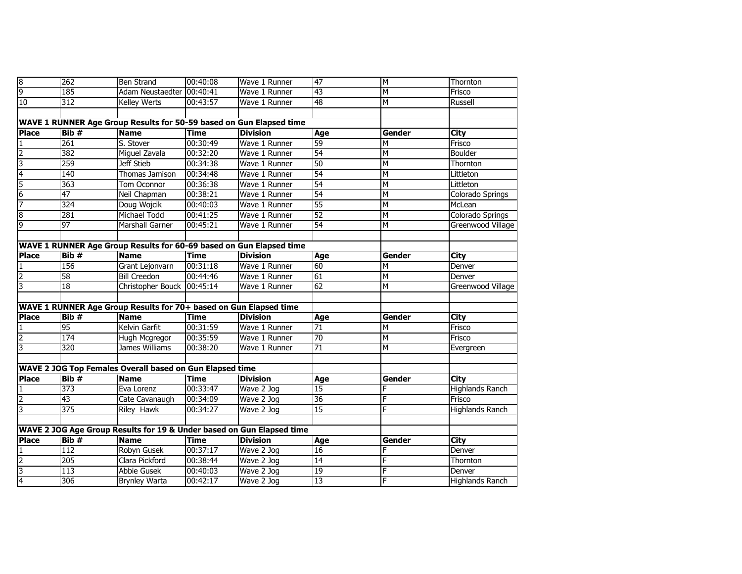| 8 | 262 | Ben Strand | 00:40:08 | Wave 1 Runner | 47 | M | Thornton |
|---|---|---|---|---|---|---|---|
| 9 | 185 | Adam Neustaedter | 00:40:41 | Wave 1 Runner | 43 | M | Frisco |
| 10 | 312 | Kelley Werts | 00:43:57 | Wave 1 Runner | 48 | M | Russell |

**WAVE 1 RUNNER Age Group Results for 50-59 based on Gun Elapsed time**

| Place | Bib # | Name | Time | Division | Age | Gender | City |
|---|---|---|---|---|---|---|---|
| 1 | 261 | S. Stover | 00:30:49 | Wave 1 Runner | 59 | M | Frisco |
| 2 | 382 | Miguel Zavala | 00:32:20 | Wave 1 Runner | 54 | M | Boulder |
| 3 | 259 | Jeff Stieb | 00:34:38 | Wave 1 Runner | 50 | M | Thornton |
| 4 | 140 | Thomas Jamison | 00:34:48 | Wave 1 Runner | 54 | M | Littleton |
| 5 | 363 | Tom Oconnor | 00:36:38 | Wave 1 Runner | 54 | M | Littleton |
| 6 | 47 | Neil Chapman | 00:38:21 | Wave 1 Runner | 54 | M | Colorado Springs |
| 7 | 324 | Doug Wojcik | 00:40:03 | Wave 1 Runner | 55 | M | McLean |
| 8 | 281 | Michael Todd | 00:41:25 | Wave 1 Runner | 52 | M | Colorado Springs |
| 9 | 97 | Marshall Garner | 00:45:21 | Wave 1 Runner | 54 | M | Greenwood Village |

**WAVE 1 RUNNER Age Group Results for 60-69 based on Gun Elapsed time**

| Place | Bib # | Name | Time | Division | Age | Gender | City |
|---|---|---|---|---|---|---|---|
| 1 | 156 | Grant Lejonvarn | 00:31:18 | Wave 1 Runner | 60 | M | Denver |
| 2 | 58 | Bill Creedon | 00:44:46 | Wave 1 Runner | 61 | M | Denver |
| 3 | 18 | Christopher Bouck | 00:45:14 | Wave 1 Runner | 62 | M | Greenwood Village |

**WAVE 1 RUNNER Age Group Results for 70+ based on Gun Elapsed time**

| Place | Bib # | Name | Time | Division | Age | Gender | City |
|---|---|---|---|---|---|---|---|
| 1 | 95 | Kelvin Garfit | 00:31:59 | Wave 1 Runner | 71 | M | Frisco |
| 2 | 174 | Hugh Mcgregor | 00:35:59 | Wave 1 Runner | 70 | M | Frisco |
| 3 | 320 | James Williams | 00:38:20 | Wave 1 Runner | 71 | M | Evergreen |

**WAVE 2 JOG Top Females Overall based on Gun Elapsed time**

| Place | Bib # | Name | Time | Division | Age | Gender | City |
|---|---|---|---|---|---|---|---|
| 1 | 373 | Eva Lorenz | 00:33:47 | Wave 2 Jog | 15 | F | Highlands Ranch |
| 2 | 43 | Cate Cavanaugh | 00:34:09 | Wave 2 Jog | 36 | F | Frisco |
| 3 | 375 | Riley Hawk | 00:34:27 | Wave 2 Jog | 15 | F | Highlands Ranch |

**WAVE 2 JOG Age Group Results for 19 & Under based on Gun Elapsed time**

| Place | Bib # | Name | Time | Division | Age | Gender | City |
|---|---|---|---|---|---|---|---|
| 1 | 112 | Robyn Gusek | 00:37:17 | Wave 2 Jog | 16 | F | Denver |
| 2 | 205 | Clara Pickford | 00:38:44 | Wave 2 Jog | 14 | F | Thornton |
| 3 | 113 | Abbie Gusek | 00:40:03 | Wave 2 Jog | 19 | F | Denver |
| 4 | 306 | Brynley Warta | 00:42:17 | Wave 2 Jog | 13 | F | Highlands Ranch |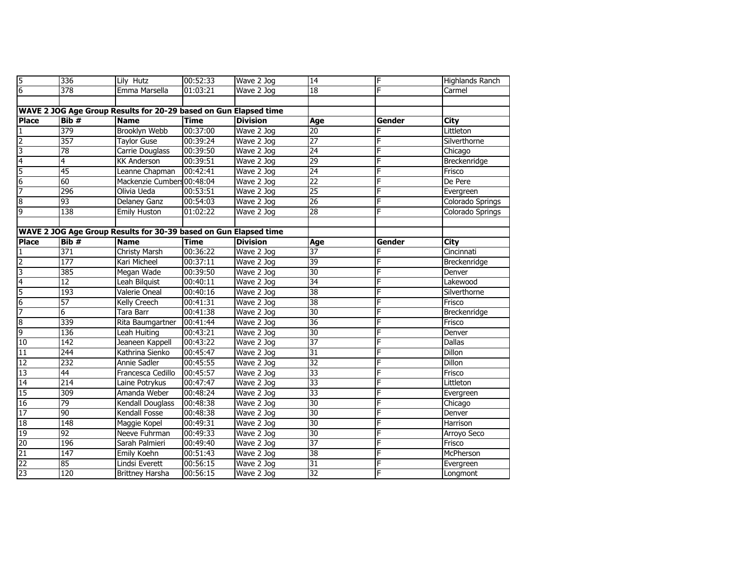| 5 | 336 | Lily Hutz | 00:52:33 | Wave 2 Jog | 14 | F | Highlands Ranch |
|---|---|---|---|---|---|---|---|
| 6 | 378 | Emma Marsella | 01:03:21 | Wave 2 Jog | 18 | F | Carmel |

**WAVE 2 JOG Age Group Results for 20-29 based on Gun Elapsed time**

| Place | Bib # | Name | Time | Division | Age | Gender | City |
|---|---|---|---|---|---|---|---|
| 1 | 379 | Brooklyn Webb | 00:37:00 | Wave 2 Jog | 20 | F | Littleton |
| 2 | 357 | Taylor Guse | 00:39:24 | Wave 2 Jog | 27 | F | Silverthorne |
| 3 | 78 | Carrie Douglass | 00:39:50 | Wave 2 Jog | 24 | F | Chicago |
| 4 | 4 | KK Anderson | 00:39:51 | Wave 2 Jog | 29 | F | Breckenridge |
| 5 | 45 | Leanne Chapman | 00:42:41 | Wave 2 Jog | 24 | F | Frisco |
| 6 | 60 | Mackenzie Cumbers | 00:48:04 | Wave 2 Jog | 22 | F | De Pere |
| 7 | 296 | Olivia Ueda | 00:53:51 | Wave 2 Jog | 25 | F | Evergreen |
| 8 | 93 | Delaney Ganz | 00:54:03 | Wave 2 Jog | 26 | F | Colorado Springs |
| 9 | 138 | Emily Huston | 01:02:22 | Wave 2 Jog | 28 | F | Colorado Springs |

**WAVE 2 JOG Age Group Results for 30-39 based on Gun Elapsed time**

| Place | Bib # | Name | Time | Division | Age | Gender | City |
|---|---|---|---|---|---|---|---|
| 1 | 371 | Christy Marsh | 00:36:22 | Wave 2 Jog | 37 | F | Cincinnati |
| 2 | 177 | Kari Micheel | 00:37:11 | Wave 2 Jog | 39 | F | Breckenridge |
| 3 | 385 | Megan Wade | 00:39:50 | Wave 2 Jog | 30 | F | Denver |
| 4 | 12 | Leah Bilquist | 00:40:11 | Wave 2 Jog | 34 | F | Lakewood |
| 5 | 193 | Valerie Oneal | 00:40:16 | Wave 2 Jog | 38 | F | Silverthorne |
| 6 | 57 | Kelly Creech | 00:41:31 | Wave 2 Jog | 38 | F | Frisco |
| 7 | 6 | Tara Barr | 00:41:38 | Wave 2 Jog | 30 | F | Breckenridge |
| 8 | 339 | Rita Baumgartner | 00:41:44 | Wave 2 Jog | 36 | F | Frisco |
| 9 | 136 | Leah Huiting | 00:43:21 | Wave 2 Jog | 30 | F | Denver |
| 10 | 142 | Jeaneen Kappell | 00:43:22 | Wave 2 Jog | 37 | F | Dallas |
| 11 | 244 | Kathrina Sienko | 00:45:47 | Wave 2 Jog | 31 | F | Dillon |
| 12 | 232 | Annie Sadler | 00:45:55 | Wave 2 Jog | 32 | F | Dillon |
| 13 | 44 | Francesca Cedillo | 00:45:57 | Wave 2 Jog | 33 | F | Frisco |
| 14 | 214 | Laine Potrykus | 00:47:47 | Wave 2 Jog | 33 | F | Littleton |
| 15 | 309 | Amanda Weber | 00:48:24 | Wave 2 Jog | 33 | F | Evergreen |
| 16 | 79 | Kendall Douglass | 00:48:38 | Wave 2 Jog | 30 | F | Chicago |
| 17 | 90 | Kendall Fosse | 00:48:38 | Wave 2 Jog | 30 | F | Denver |
| 18 | 148 | Maggie Kopel | 00:49:31 | Wave 2 Jog | 30 | F | Harrison |
| 19 | 92 | Neeve Fuhrman | 00:49:33 | Wave 2 Jog | 30 | F | Arroyo Seco |
| 20 | 196 | Sarah Palmieri | 00:49:40 | Wave 2 Jog | 37 | F | Frisco |
| 21 | 147 | Emily Koehn | 00:51:43 | Wave 2 Jog | 38 | F | McPherson |
| 22 | 85 | Lindsi Everett | 00:56:15 | Wave 2 Jog | 31 | F | Evergreen |
| 23 | 120 | Brittney Harsha | 00:56:15 | Wave 2 Jog | 32 | F | Longmont |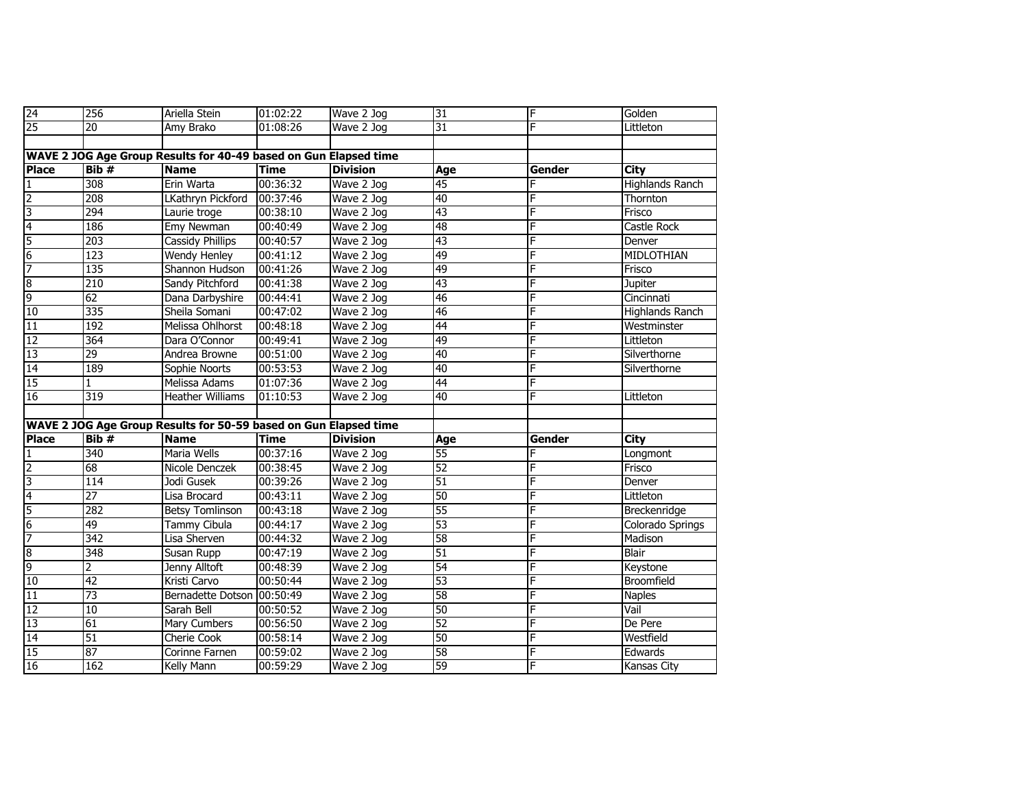| | | | | | | | |
|---|---|---|---|---|---|---|---|
| 24 | 256 | Ariella Stein | 01:02:22 | Wave 2 Jog | 31 | F | Golden |
| 25 | 20 | Amy Brako | 01:08:26 | Wave 2 Jog | 31 | F | Littleton |

**WAVE 2 JOG Age Group Results for 40-49 based on Gun Elapsed time**

| Place | Bib # | Name | Time | Division | Age | Gender | City |
|---|---|---|---|---|---|---|---|
| 1 | 308 | Erin Warta | 00:36:32 | Wave 2 Jog | 45 | F | Highlands Ranch |
| 2 | 208 | LKathryn Pickford | 00:37:46 | Wave 2 Jog | 40 | F | Thornton |
| 3 | 294 | Laurie troge | 00:38:10 | Wave 2 Jog | 43 | F | Frisco |
| 4 | 186 | Emy Newman | 00:40:49 | Wave 2 Jog | 48 | F | Castle Rock |
| 5 | 203 | Cassidy Phillips | 00:40:57 | Wave 2 Jog | 43 | F | Denver |
| 6 | 123 | Wendy Henley | 00:41:12 | Wave 2 Jog | 49 | F | MIDLOTHIAN |
| 7 | 135 | Shannon Hudson | 00:41:26 | Wave 2 Jog | 49 | F | Frisco |
| 8 | 210 | Sandy Pitchford | 00:41:38 | Wave 2 Jog | 43 | F | Jupiter |
| 9 | 62 | Dana Darbyshire | 00:44:41 | Wave 2 Jog | 46 | F | Cincinnati |
| 10 | 335 | Sheila Somani | 00:47:02 | Wave 2 Jog | 46 | F | Highlands Ranch |
| 11 | 192 | Melissa Ohlhorst | 00:48:18 | Wave 2 Jog | 44 | F | Westminster |
| 12 | 364 | Dara O'Connor | 00:49:41 | Wave 2 Jog | 49 | F | Littleton |
| 13 | 29 | Andrea Browne | 00:51:00 | Wave 2 Jog | 40 | F | Silverthorne |
| 14 | 189 | Sophie Noorts | 00:53:53 | Wave 2 Jog | 40 | F | Silverthorne |
| 15 | 1 | Melissa Adams | 01:07:36 | Wave 2 Jog | 44 | F | |
| 16 | 319 | Heather Williams | 01:10:53 | Wave 2 Jog | 40 | F | Littleton |

**WAVE 2 JOG Age Group Results for 50-59 based on Gun Elapsed time**

| Place | Bib # | Name | Time | Division | Age | Gender | City |
|---|---|---|---|---|---|---|---|
| 1 | 340 | Maria Wells | 00:37:16 | Wave 2 Jog | 55 | F | Longmont |
| 2 | 68 | Nicole Denczek | 00:38:45 | Wave 2 Jog | 52 | F | Frisco |
| 3 | 114 | Jodi Gusek | 00:39:26 | Wave 2 Jog | 51 | F | Denver |
| 4 | 27 | Lisa Brocard | 00:43:11 | Wave 2 Jog | 50 | F | Littleton |
| 5 | 282 | Betsy Tomlinson | 00:43:18 | Wave 2 Jog | 55 | F | Breckenridge |
| 6 | 49 | Tammy Cibula | 00:44:17 | Wave 2 Jog | 53 | F | Colorado Springs |
| 7 | 342 | Lisa Sherven | 00:44:32 | Wave 2 Jog | 58 | F | Madison |
| 8 | 348 | Susan Rupp | 00:47:19 | Wave 2 Jog | 51 | F | Blair |
| 9 | 2 | Jenny Alltoft | 00:48:39 | Wave 2 Jog | 54 | F | Keystone |
| 10 | 42 | Kristi Carvo | 00:50:44 | Wave 2 Jog | 53 | F | Broomfield |
| 11 | 73 | Bernadette Dotson | 00:50:49 | Wave 2 Jog | 58 | F | Naples |
| 12 | 10 | Sarah Bell | 00:50:52 | Wave 2 Jog | 50 | F | Vail |
| 13 | 61 | Mary Cumbers | 00:56:50 | Wave 2 Jog | 52 | F | De Pere |
| 14 | 51 | Cherie Cook | 00:58:14 | Wave 2 Jog | 50 | F | Westfield |
| 15 | 87 | Corinne Farnen | 00:59:02 | Wave 2 Jog | 58 | F | Edwards |
| 16 | 162 | Kelly Mann | 00:59:29 | Wave 2 Jog | 59 | F | Kansas City |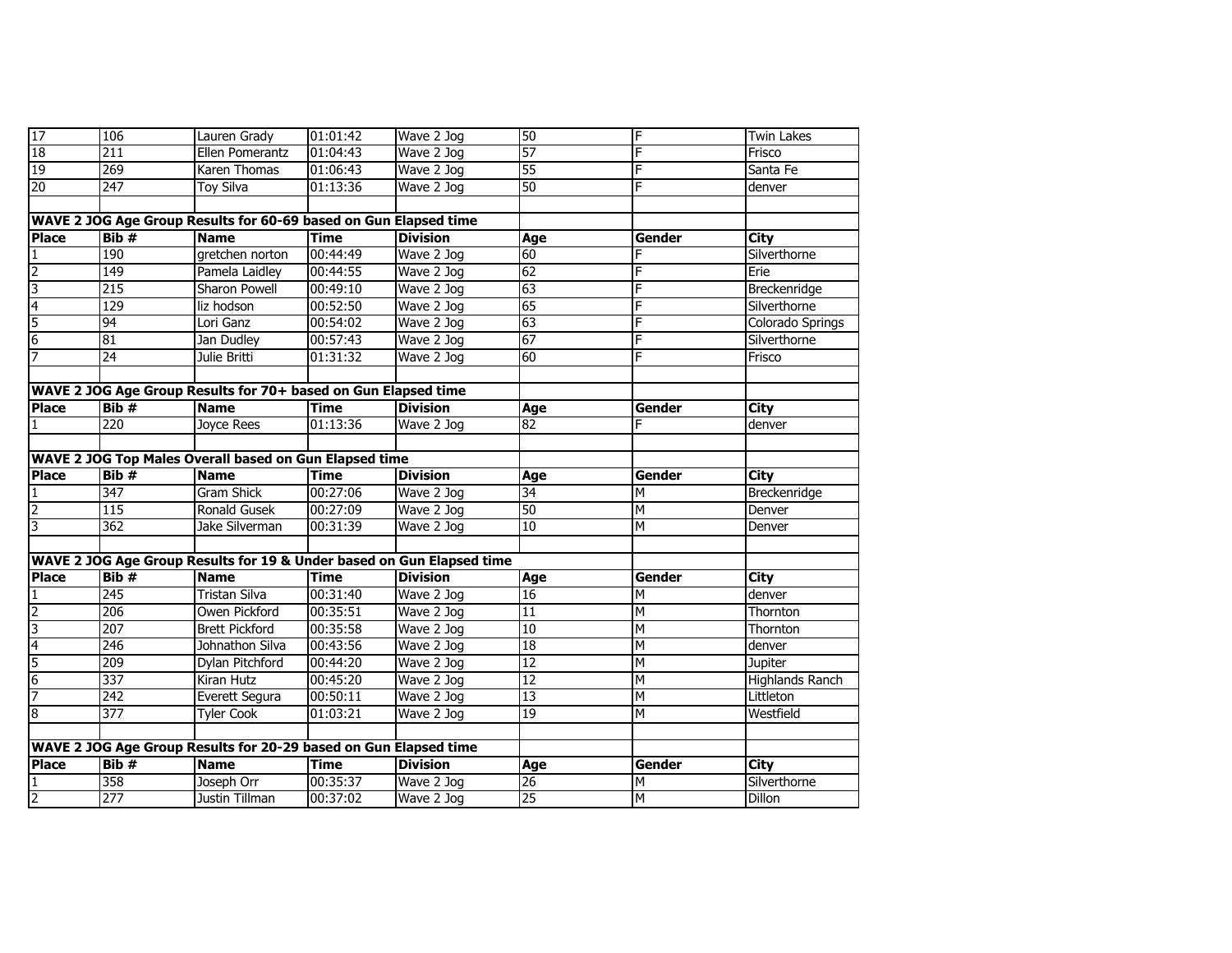| | | | | | | | |
|---|---|---|---|---|---|---|---|
| 17 | 106 | Lauren Grady | 01:01:42 | Wave 2 Jog | 50 | F | Twin Lakes |
| 18 | 211 | Ellen Pomerantz | 01:04:43 | Wave 2 Jog | 57 | F | Frisco |
| 19 | 269 | Karen Thomas | 01:06:43 | Wave 2 Jog | 55 | F | Santa Fe |
| 20 | 247 | Toy Silva | 01:13:36 | Wave 2 Jog | 50 | F | denver |

**WAVE 2 JOG Age Group Results for 60-69 based on Gun Elapsed time**

| Place | Bib # | Name | Time | Division | Age | Gender | City |
|---|---|---|---|---|---|---|---|
| 1 | 190 | gretchen norton | 00:44:49 | Wave 2 Jog | 60 | F | Silverthorne |
| 2 | 149 | Pamela Laidley | 00:44:55 | Wave 2 Jog | 62 | F | Erie |
| 3 | 215 | Sharon Powell | 00:49:10 | Wave 2 Jog | 63 | F | Breckenridge |
| 4 | 129 | liz hodson | 00:52:50 | Wave 2 Jog | 65 | F | Silverthorne |
| 5 | 94 | Lori Ganz | 00:54:02 | Wave 2 Jog | 63 | F | Colorado Springs |
| 6 | 81 | Jan Dudley | 00:57:43 | Wave 2 Jog | 67 | F | Silverthorne |
| 7 | 24 | Julie Britti | 01:31:32 | Wave 2 Jog | 60 | F | Frisco |

**WAVE 2 JOG Age Group Results for 70+ based on Gun Elapsed time**

| Place | Bib # | Name | Time | Division | Age | Gender | City |
|---|---|---|---|---|---|---|---|
| 1 | 220 | Joyce Rees | 01:13:36 | Wave 2 Jog | 82 | F | denver |

**WAVE 2 JOG Top Males Overall based on Gun Elapsed time**

| Place | Bib # | Name | Time | Division | Age | Gender | City |
|---|---|---|---|---|---|---|---|
| 1 | 347 | Gram Shick | 00:27:06 | Wave 2 Jog | 34 | M | Breckenridge |
| 2 | 115 | Ronald Gusek | 00:27:09 | Wave 2 Jog | 50 | M | Denver |
| 3 | 362 | Jake Silverman | 00:31:39 | Wave 2 Jog | 10 | M | Denver |

**WAVE 2 JOG Age Group Results for 19 & Under based on Gun Elapsed time**

| Place | Bib # | Name | Time | Division | Age | Gender | City |
|---|---|---|---|---|---|---|---|
| 1 | 245 | Tristan Silva | 00:31:40 | Wave 2 Jog | 16 | M | denver |
| 2 | 206 | Owen Pickford | 00:35:51 | Wave 2 Jog | 11 | M | Thornton |
| 3 | 207 | Brett Pickford | 00:35:58 | Wave 2 Jog | 10 | M | Thornton |
| 4 | 246 | Johnathon Silva | 00:43:56 | Wave 2 Jog | 18 | M | denver |
| 5 | 209 | Dylan Pitchford | 00:44:20 | Wave 2 Jog | 12 | M | Jupiter |
| 6 | 337 | Kiran Hutz | 00:45:20 | Wave 2 Jog | 12 | M | Highlands Ranch |
| 7 | 242 | Everett Segura | 00:50:11 | Wave 2 Jog | 13 | M | Littleton |
| 8 | 377 | Tyler Cook | 01:03:21 | Wave 2 Jog | 19 | M | Westfield |

**WAVE 2 JOG Age Group Results for 20-29 based on Gun Elapsed time**

| Place | Bib # | Name | Time | Division | Age | Gender | City |
|---|---|---|---|---|---|---|---|
| 1 | 358 | Joseph Orr | 00:35:37 | Wave 2 Jog | 26 | M | Silverthorne |
| 2 | 277 | Justin Tillman | 00:37:02 | Wave 2 Jog | 25 | M | Dillon |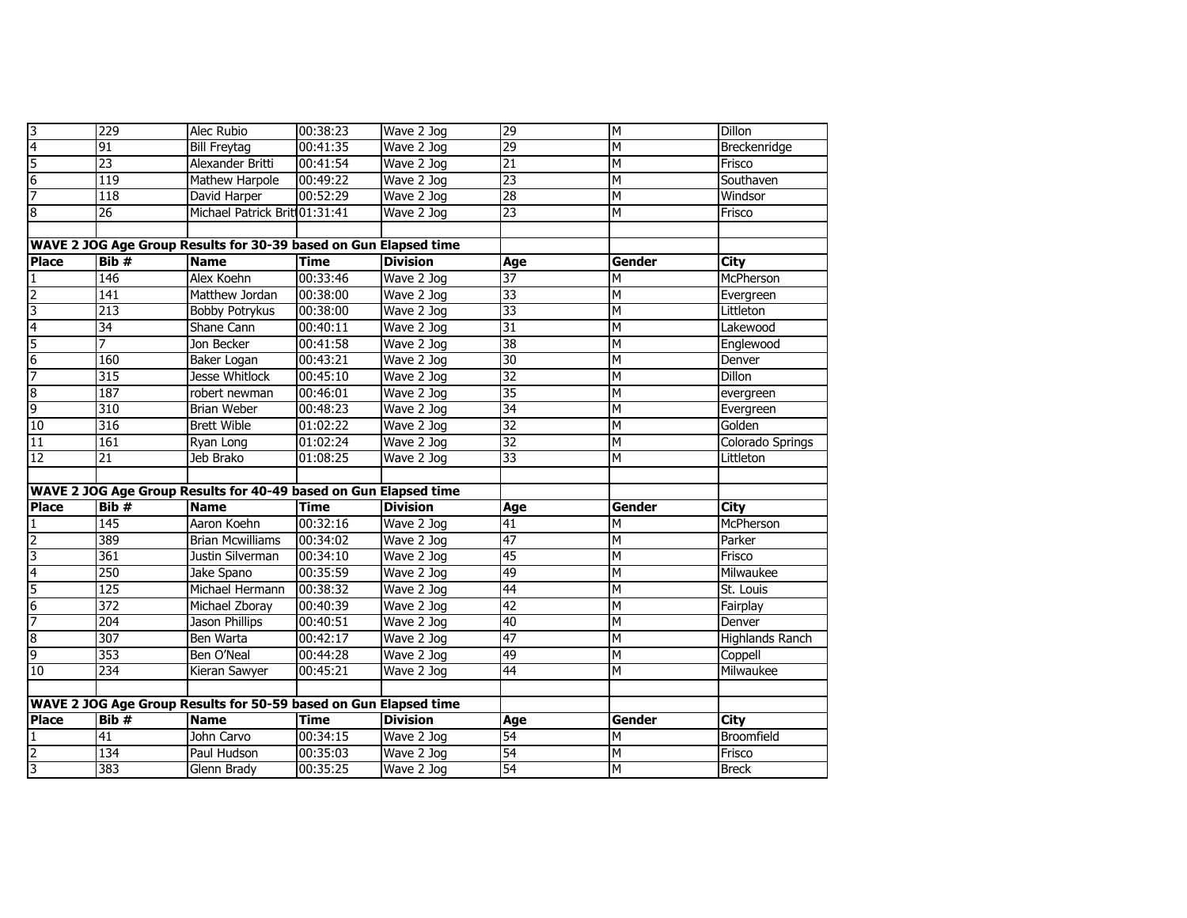| Place | Bib # | Name | Time | Division | Age | Gender | City |
|---|---|---|---|---|---|---|---|
| 3 | 229 | Alec Rubio | 00:38:23 | Wave 2 Jog | 29 | M | Dillon |
| 4 | 91 | Bill Freytag | 00:41:35 | Wave 2 Jog | 29 | M | Breckenridge |
| 5 | 23 | Alexander Britti | 00:41:54 | Wave 2 Jog | 21 | M | Frisco |
| 6 | 119 | Mathew Harpole | 00:49:22 | Wave 2 Jog | 23 | M | Southaven |
| 7 | 118 | David Harper | 00:52:29 | Wave 2 Jog | 28 | M | Windsor |
| 8 | 26 | Michael Patrick Britt | 01:31:41 | Wave 2 Jog | 23 | M | Frisco |

**WAVE 2 JOG Age Group Results for 30-39 based on Gun Elapsed time**

| Place | Bib # | Name | Time | Division | Age | Gender | City |
|---|---|---|---|---|---|---|---|
| 1 | 146 | Alex Koehn | 00:33:46 | Wave 2 Jog | 37 | M | McPherson |
| 2 | 141 | Matthew Jordan | 00:38:00 | Wave 2 Jog | 33 | M | Evergreen |
| 3 | 213 | Bobby Potrykus | 00:38:00 | Wave 2 Jog | 33 | M | Littleton |
| 4 | 34 | Shane Cann | 00:40:11 | Wave 2 Jog | 31 | M | Lakewood |
| 5 | 7 | Jon Becker | 00:41:58 | Wave 2 Jog | 38 | M | Englewood |
| 6 | 160 | Baker Logan | 00:43:21 | Wave 2 Jog | 30 | M | Denver |
| 7 | 315 | Jesse Whitlock | 00:45:10 | Wave 2 Jog | 32 | M | Dillon |
| 8 | 187 | robert newman | 00:46:01 | Wave 2 Jog | 35 | M | evergreen |
| 9 | 310 | Brian Weber | 00:48:23 | Wave 2 Jog | 34 | M | Evergreen |
| 10 | 316 | Brett Wible | 01:02:22 | Wave 2 Jog | 32 | M | Golden |
| 11 | 161 | Ryan Long | 01:02:24 | Wave 2 Jog | 32 | M | Colorado Springs |
| 12 | 21 | Jeb Brako | 01:08:25 | Wave 2 Jog | 33 | M | Littleton |

**WAVE 2 JOG Age Group Results for 40-49 based on Gun Elapsed time**

| Place | Bib # | Name | Time | Division | Age | Gender | City |
|---|---|---|---|---|---|---|---|
| 1 | 145 | Aaron Koehn | 00:32:16 | Wave 2 Jog | 41 | M | McPherson |
| 2 | 389 | Brian Mcwilliams | 00:34:02 | Wave 2 Jog | 47 | M | Parker |
| 3 | 361 | Justin Silverman | 00:34:10 | Wave 2 Jog | 45 | M | Frisco |
| 4 | 250 | Jake Spano | 00:35:59 | Wave 2 Jog | 49 | M | Milwaukee |
| 5 | 125 | Michael Hermann | 00:38:32 | Wave 2 Jog | 44 | M | St. Louis |
| 6 | 372 | Michael Zboray | 00:40:39 | Wave 2 Jog | 42 | M | Fairplay |
| 7 | 204 | Jason Phillips | 00:40:51 | Wave 2 Jog | 40 | M | Denver |
| 8 | 307 | Ben Warta | 00:42:17 | Wave 2 Jog | 47 | M | Highlands Ranch |
| 9 | 353 | Ben O'Neal | 00:44:28 | Wave 2 Jog | 49 | M | Coppell |
| 10 | 234 | Kieran Sawyer | 00:45:21 | Wave 2 Jog | 44 | M | Milwaukee |

**WAVE 2 JOG Age Group Results for 50-59 based on Gun Elapsed time**

| Place | Bib # | Name | Time | Division | Age | Gender | City |
|---|---|---|---|---|---|---|---|
| 1 | 41 | John Carvo | 00:34:15 | Wave 2 Jog | 54 | M | Broomfield |
| 2 | 134 | Paul Hudson | 00:35:03 | Wave 2 Jog | 54 | M | Frisco |
| 3 | 383 | Glenn Brady | 00:35:25 | Wave 2 Jog | 54 | M | Breck |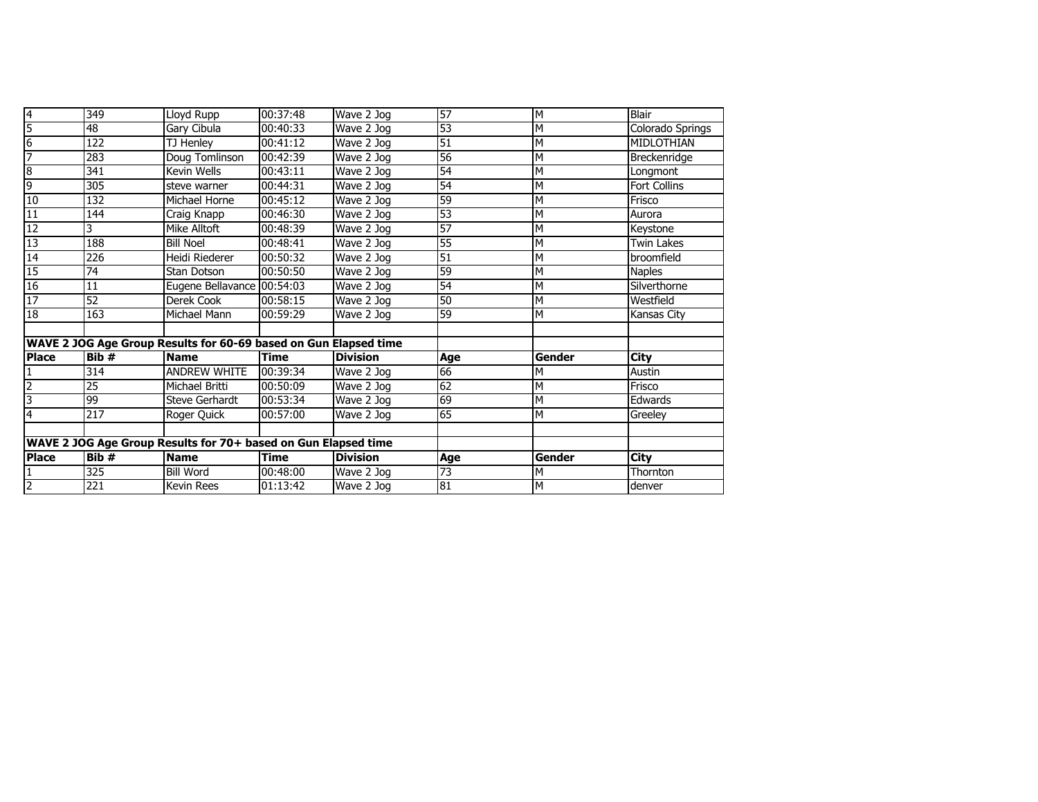| | | | | | | | |
|---|---|---|---|---|---|---|---|
| 4 | 349 | Lloyd Rupp | 00:37:48 | Wave 2 Jog | 57 | M | Blair |
| 5 | 48 | Gary Cibula | 00:40:33 | Wave 2 Jog | 53 | M | Colorado Springs |
| 6 | 122 | TJ Henley | 00:41:12 | Wave 2 Jog | 51 | M | MIDLOTHIAN |
| 7 | 283 | Doug Tomlinson | 00:42:39 | Wave 2 Jog | 56 | M | Breckenridge |
| 8 | 341 | Kevin Wells | 00:43:11 | Wave 2 Jog | 54 | M | Longmont |
| 9 | 305 | steve warner | 00:44:31 | Wave 2 Jog | 54 | M | Fort Collins |
| 10 | 132 | Michael Horne | 00:45:12 | Wave 2 Jog | 59 | M | Frisco |
| 11 | 144 | Craig Knapp | 00:46:30 | Wave 2 Jog | 53 | M | Aurora |
| 12 | 3 | Mike Alltoft | 00:48:39 | Wave 2 Jog | 57 | M | Keystone |
| 13 | 188 | Bill Noel | 00:48:41 | Wave 2 Jog | 55 | M | Twin Lakes |
| 14 | 226 | Heidi Riederer | 00:50:32 | Wave 2 Jog | 51 | M | broomfield |
| 15 | 74 | Stan Dotson | 00:50:50 | Wave 2 Jog | 59 | M | Naples |
| 16 | 11 | Eugene Bellavance | 00:54:03 | Wave 2 Jog | 54 | M | Silverthorne |
| 17 | 52 | Derek Cook | 00:58:15 | Wave 2 Jog | 50 | M | Westfield |
| 18 | 163 | Michael Mann | 00:59:29 | Wave 2 Jog | 59 | M | Kansas City |

**WAVE 2 JOG Age Group Results for 60-69 based on Gun Elapsed time**

| Place | Bib # | Name | Time | Division | Age | Gender | City |
|---|---|---|---|---|---|---|---|
| 1 | 314 | ANDREW WHITE | 00:39:34 | Wave 2 Jog | 66 | M | Austin |
| 2 | 25 | Michael Britti | 00:50:09 | Wave 2 Jog | 62 | M | Frisco |
| 3 | 99 | Steve Gerhardt | 00:53:34 | Wave 2 Jog | 69 | M | Edwards |
| 4 | 217 | Roger Quick | 00:57:00 | Wave 2 Jog | 65 | M | Greeley |

**WAVE 2 JOG Age Group Results for 70+ based on Gun Elapsed time**

| Place | Bib # | Name | Time | Division | Age | Gender | City |
|---|---|---|---|---|---|---|---|
| 1 | 325 | Bill Word | 00:48:00 | Wave 2 Jog | 73 | M | Thornton |
| 2 | 221 | Kevin Rees | 01:13:42 | Wave 2 Jog | 81 | M | denver |